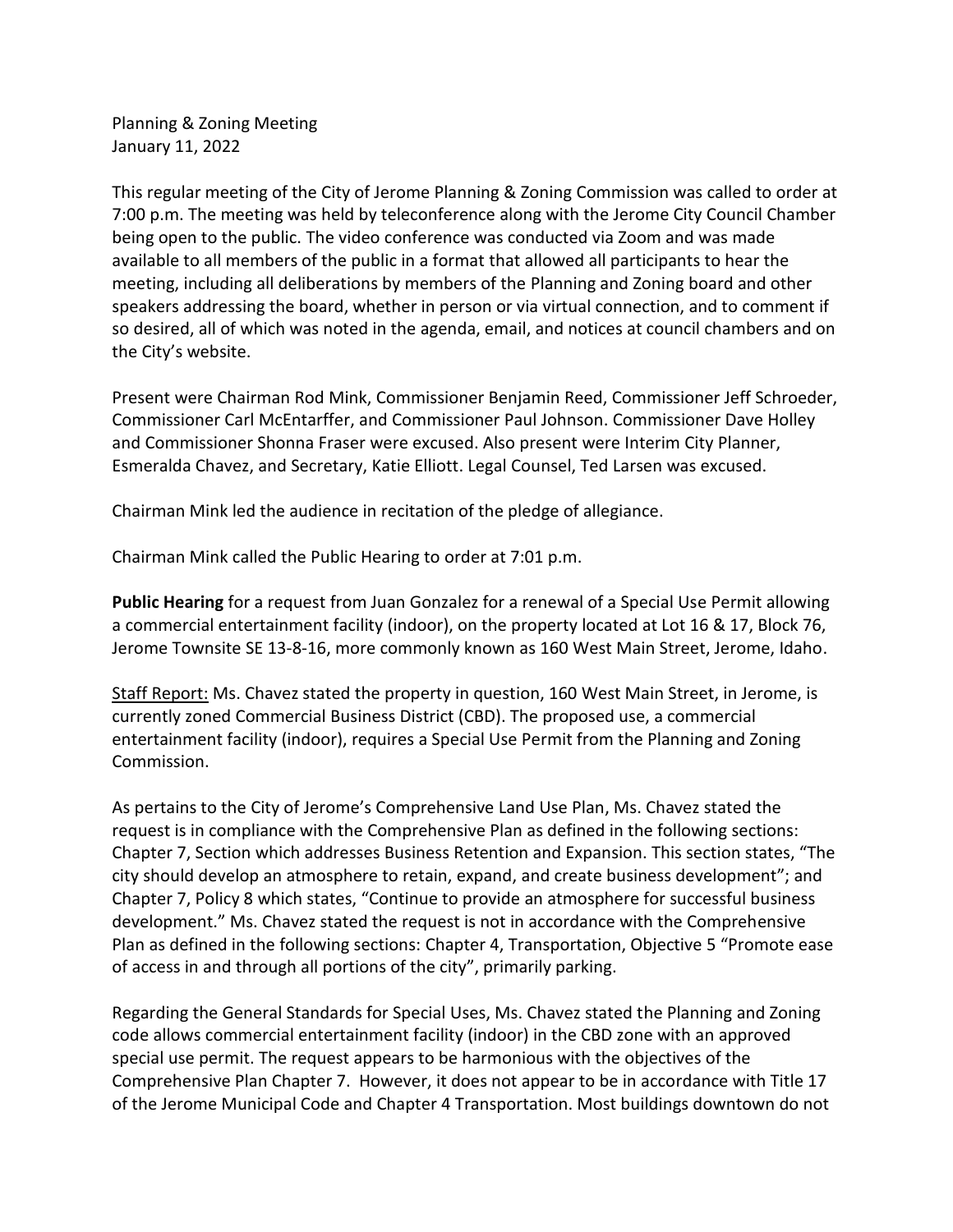Planning & Zoning Meeting
January 11, 2022

This regular meeting of the City of Jerome Planning & Zoning Commission was called to order at 7:00 p.m. The meeting was held by teleconference along with the Jerome City Council Chamber being open to the public. The video conference was conducted via Zoom and was made available to all members of the public in a format that allowed all participants to hear the meeting, including all deliberations by members of the Planning and Zoning board and other speakers addressing the board, whether in person or via virtual connection, and to comment if so desired, all of which was noted in the agenda, email, and notices at council chambers and on the City's website.

Present were Chairman Rod Mink, Commissioner Benjamin Reed, Commissioner Jeff Schroeder, Commissioner Carl McEntarffer, and Commissioner Paul Johnson. Commissioner Dave Holley and Commissioner Shonna Fraser were excused. Also present were Interim City Planner, Esmeralda Chavez, and Secretary, Katie Elliott. Legal Counsel, Ted Larsen was excused.

Chairman Mink led the audience in recitation of the pledge of allegiance.

Chairman Mink called the Public Hearing to order at 7:01 p.m.

**Public Hearing** for a request from Juan Gonzalez for a renewal of a Special Use Permit allowing a commercial entertainment facility (indoor), on the property located at Lot 16 & 17, Block 76, Jerome Townsite SE 13-8-16, more commonly known as 160 West Main Street, Jerome, Idaho.

Staff Report: Ms. Chavez stated the property in question, 160 West Main Street, in Jerome, is currently zoned Commercial Business District (CBD). The proposed use, a commercial entertainment facility (indoor), requires a Special Use Permit from the Planning and Zoning Commission.

As pertains to the City of Jerome's Comprehensive Land Use Plan, Ms. Chavez stated the request is in compliance with the Comprehensive Plan as defined in the following sections: Chapter 7, Section which addresses Business Retention and Expansion. This section states, "The city should develop an atmosphere to retain, expand, and create business development"; and Chapter 7, Policy 8 which states, "Continue to provide an atmosphere for successful business development." Ms. Chavez stated the request is not in accordance with the Comprehensive Plan as defined in the following sections: Chapter 4, Transportation, Objective 5 "Promote ease of access in and through all portions of the city", primarily parking.

Regarding the General Standards for Special Uses, Ms. Chavez stated the Planning and Zoning code allows commercial entertainment facility (indoor) in the CBD zone with an approved special use permit. The request appears to be harmonious with the objectives of the Comprehensive Plan Chapter 7. However, it does not appear to be in accordance with Title 17 of the Jerome Municipal Code and Chapter 4 Transportation. Most buildings downtown do not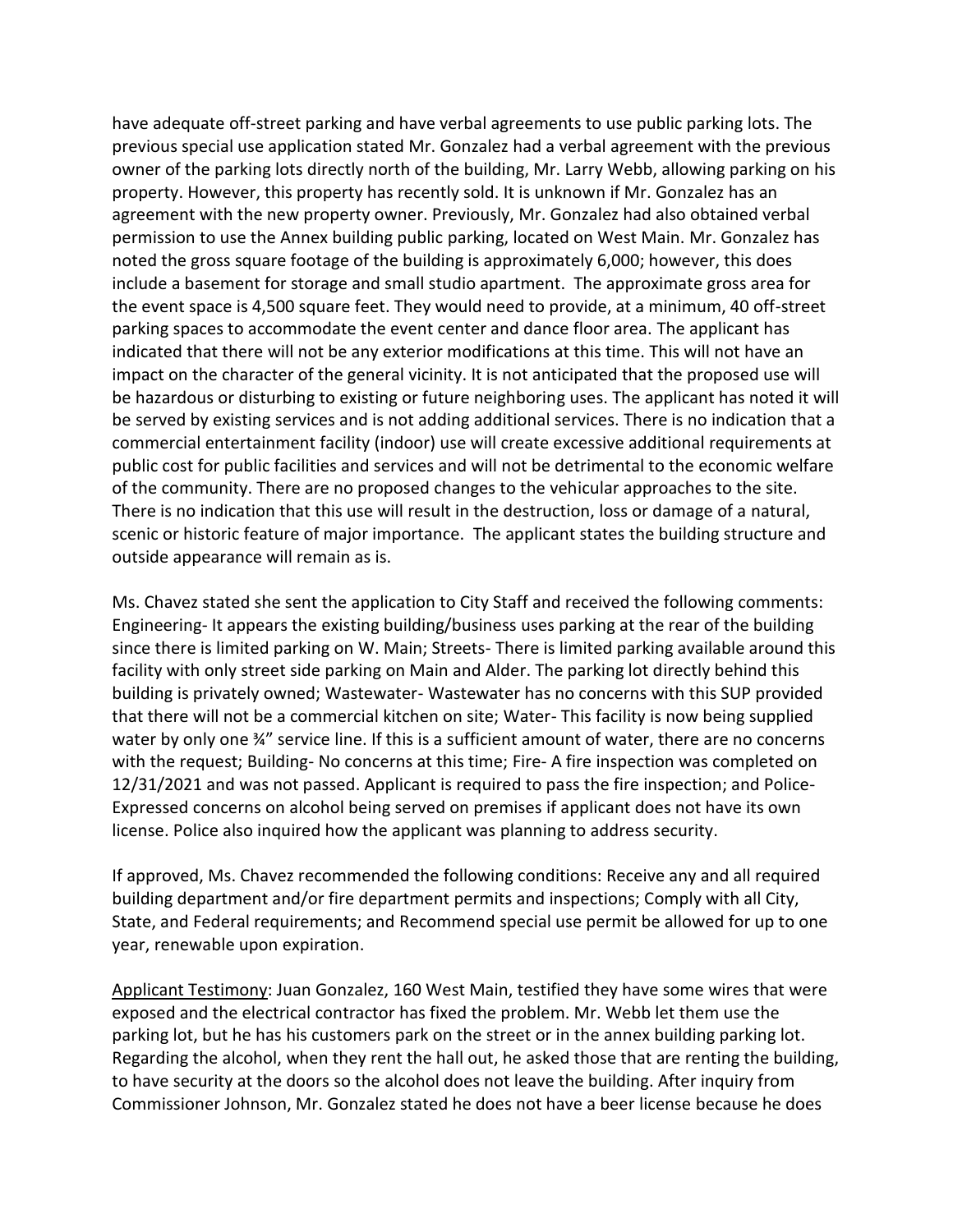have adequate off-street parking and have verbal agreements to use public parking lots. The previous special use application stated Mr. Gonzalez had a verbal agreement with the previous owner of the parking lots directly north of the building, Mr. Larry Webb, allowing parking on his property. However, this property has recently sold. It is unknown if Mr. Gonzalez has an agreement with the new property owner. Previously, Mr. Gonzalez had also obtained verbal permission to use the Annex building public parking, located on West Main. Mr. Gonzalez has noted the gross square footage of the building is approximately 6,000; however, this does include a basement for storage and small studio apartment. The approximate gross area for the event space is 4,500 square feet. They would need to provide, at a minimum, 40 off-street parking spaces to accommodate the event center and dance floor area. The applicant has indicated that there will not be any exterior modifications at this time. This will not have an impact on the character of the general vicinity. It is not anticipated that the proposed use will be hazardous or disturbing to existing or future neighboring uses. The applicant has noted it will be served by existing services and is not adding additional services. There is no indication that a commercial entertainment facility (indoor) use will create excessive additional requirements at public cost for public facilities and services and will not be detrimental to the economic welfare of the community. There are no proposed changes to the vehicular approaches to the site. There is no indication that this use will result in the destruction, loss or damage of a natural, scenic or historic feature of major importance. The applicant states the building structure and outside appearance will remain as is.

Ms. Chavez stated she sent the application to City Staff and received the following comments: Engineering- It appears the existing building/business uses parking at the rear of the building since there is limited parking on W. Main; Streets- There is limited parking available around this facility with only street side parking on Main and Alder. The parking lot directly behind this building is privately owned; Wastewater- Wastewater has no concerns with this SUP provided that there will not be a commercial kitchen on site; Water- This facility is now being supplied water by only one ¾" service line. If this is a sufficient amount of water, there are no concerns with the request; Building- No concerns at this time; Fire- A fire inspection was completed on 12/31/2021 and was not passed. Applicant is required to pass the fire inspection; and Police- Expressed concerns on alcohol being served on premises if applicant does not have its own license. Police also inquired how the applicant was planning to address security.

If approved, Ms. Chavez recommended the following conditions: Receive any and all required building department and/or fire department permits and inspections; Comply with all City, State, and Federal requirements; and Recommend special use permit be allowed for up to one year, renewable upon expiration.

<u>Applicant Testimony</u>: Juan Gonzalez, 160 West Main, testified they have some wires that were exposed and the electrical contractor has fixed the problem. Mr. Webb let them use the parking lot, but he has his customers park on the street or in the annex building parking lot. Regarding the alcohol, when they rent the hall out, he asked those that are renting the building, to have security at the doors so the alcohol does not leave the building. After inquiry from Commissioner Johnson, Mr. Gonzalez stated he does not have a beer license because he does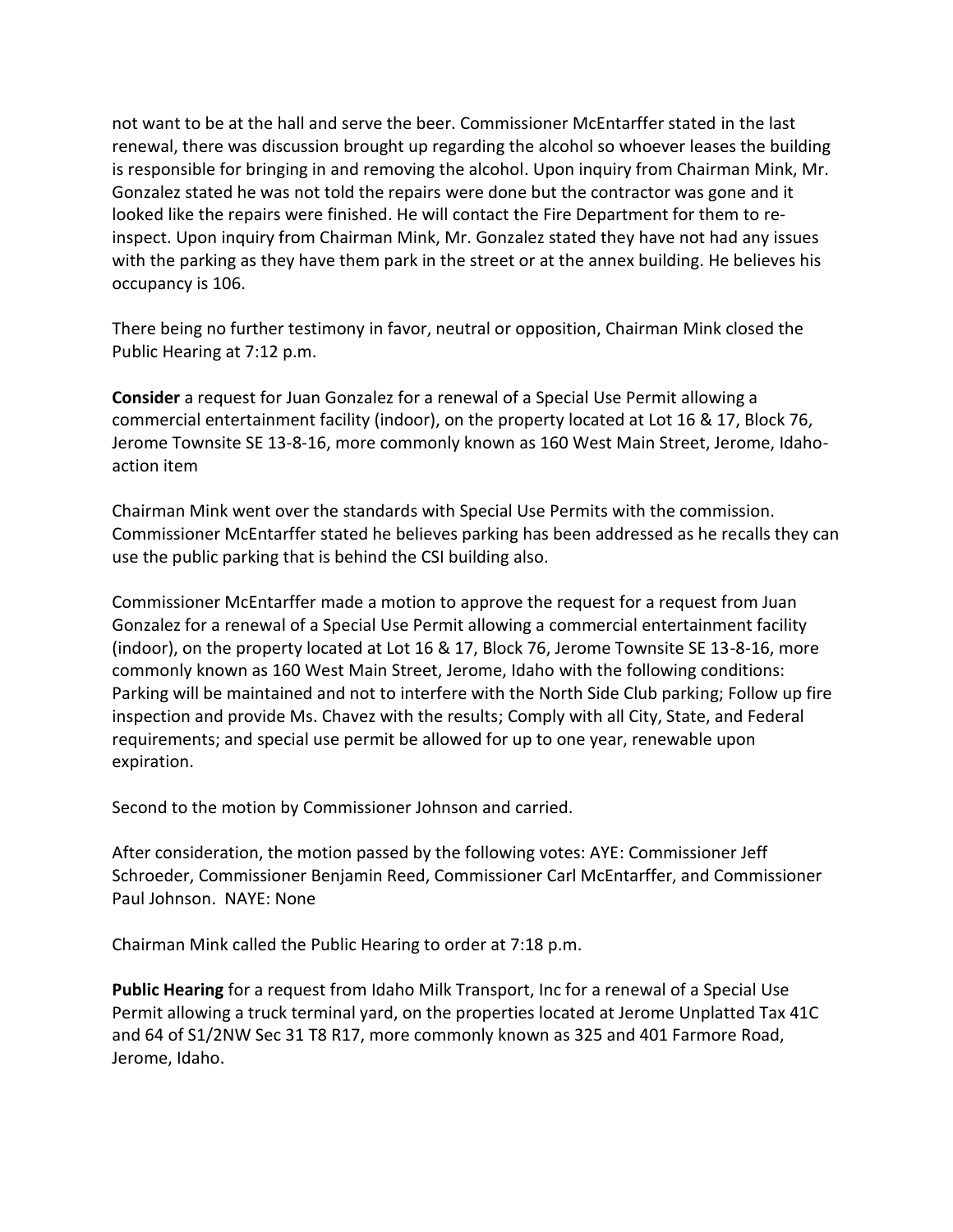not want to be at the hall and serve the beer. Commissioner McEntarffer stated in the last renewal, there was discussion brought up regarding the alcohol so whoever leases the building is responsible for bringing in and removing the alcohol. Upon inquiry from Chairman Mink, Mr. Gonzalez stated he was not told the repairs were done but the contractor was gone and it looked like the repairs were finished. He will contact the Fire Department for them to re-inspect. Upon inquiry from Chairman Mink, Mr. Gonzalez stated they have not had any issues with the parking as they have them park in the street or at the annex building. He believes his occupancy is 106.

There being no further testimony in favor, neutral or opposition, Chairman Mink closed the Public Hearing at 7:12 p.m.

**Consider** a request for Juan Gonzalez for a renewal of a Special Use Permit allowing a commercial entertainment facility (indoor), on the property located at Lot 16 & 17, Block 76, Jerome Townsite SE 13-8-16, more commonly known as 160 West Main Street, Jerome, Idaho-action item

Chairman Mink went over the standards with Special Use Permits with the commission. Commissioner McEntarffer stated he believes parking has been addressed as he recalls they can use the public parking that is behind the CSI building also.

Commissioner McEntarffer made a motion to approve the request for a request from Juan Gonzalez for a renewal of a Special Use Permit allowing a commercial entertainment facility (indoor), on the property located at Lot 16 & 17, Block 76, Jerome Townsite SE 13-8-16, more commonly known as 160 West Main Street, Jerome, Idaho with the following conditions: Parking will be maintained and not to interfere with the North Side Club parking; Follow up fire inspection and provide Ms. Chavez with the results; Comply with all City, State, and Federal requirements; and special use permit be allowed for up to one year, renewable upon expiration.

Second to the motion by Commissioner Johnson and carried.

After consideration, the motion passed by the following votes: AYE: Commissioner Jeff Schroeder, Commissioner Benjamin Reed, Commissioner Carl McEntarffer, and Commissioner Paul Johnson. NAYE: None

Chairman Mink called the Public Hearing to order at 7:18 p.m.

**Public Hearing** for a request from Idaho Milk Transport, Inc for a renewal of a Special Use Permit allowing a truck terminal yard, on the properties located at Jerome Unplatted Tax 41C and 64 of S1/2NW Sec 31 T8 R17, more commonly known as 325 and 401 Farmore Road, Jerome, Idaho.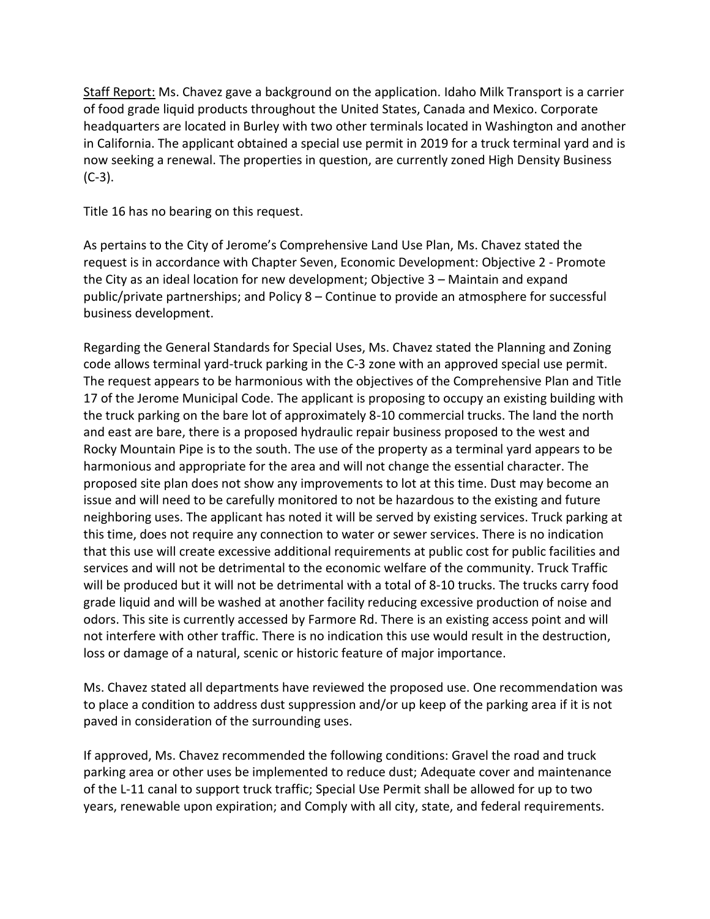Staff Report: Ms. Chavez gave a background on the application. Idaho Milk Transport is a carrier of food grade liquid products throughout the United States, Canada and Mexico. Corporate headquarters are located in Burley with two other terminals located in Washington and another in California. The applicant obtained a special use permit in 2019 for a truck terminal yard and is now seeking a renewal. The properties in question, are currently zoned High Density Business (C-3).

Title 16 has no bearing on this request.

As pertains to the City of Jerome's Comprehensive Land Use Plan, Ms. Chavez stated the request is in accordance with Chapter Seven, Economic Development: Objective 2 - Promote the City as an ideal location for new development; Objective 3 – Maintain and expand public/private partnerships; and Policy 8 – Continue to provide an atmosphere for successful business development.

Regarding the General Standards for Special Uses, Ms. Chavez stated the Planning and Zoning code allows terminal yard-truck parking in the C-3 zone with an approved special use permit. The request appears to be harmonious with the objectives of the Comprehensive Plan and Title 17 of the Jerome Municipal Code. The applicant is proposing to occupy an existing building with the truck parking on the bare lot of approximately 8-10 commercial trucks. The land the north and east are bare, there is a proposed hydraulic repair business proposed to the west and Rocky Mountain Pipe is to the south. The use of the property as a terminal yard appears to be harmonious and appropriate for the area and will not change the essential character. The proposed site plan does not show any improvements to lot at this time. Dust may become an issue and will need to be carefully monitored to not be hazardous to the existing and future neighboring uses. The applicant has noted it will be served by existing services. Truck parking at this time, does not require any connection to water or sewer services. There is no indication that this use will create excessive additional requirements at public cost for public facilities and services and will not be detrimental to the economic welfare of the community. Truck Traffic will be produced but it will not be detrimental with a total of 8-10 trucks. The trucks carry food grade liquid and will be washed at another facility reducing excessive production of noise and odors. This site is currently accessed by Farmore Rd. There is an existing access point and will not interfere with other traffic. There is no indication this use would result in the destruction, loss or damage of a natural, scenic or historic feature of major importance.

Ms. Chavez stated all departments have reviewed the proposed use. One recommendation was to place a condition to address dust suppression and/or up keep of the parking area if it is not paved in consideration of the surrounding uses.

If approved, Ms. Chavez recommended the following conditions: Gravel the road and truck parking area or other uses be implemented to reduce dust; Adequate cover and maintenance of the L-11 canal to support truck traffic; Special Use Permit shall be allowed for up to two years, renewable upon expiration; and Comply with all city, state, and federal requirements.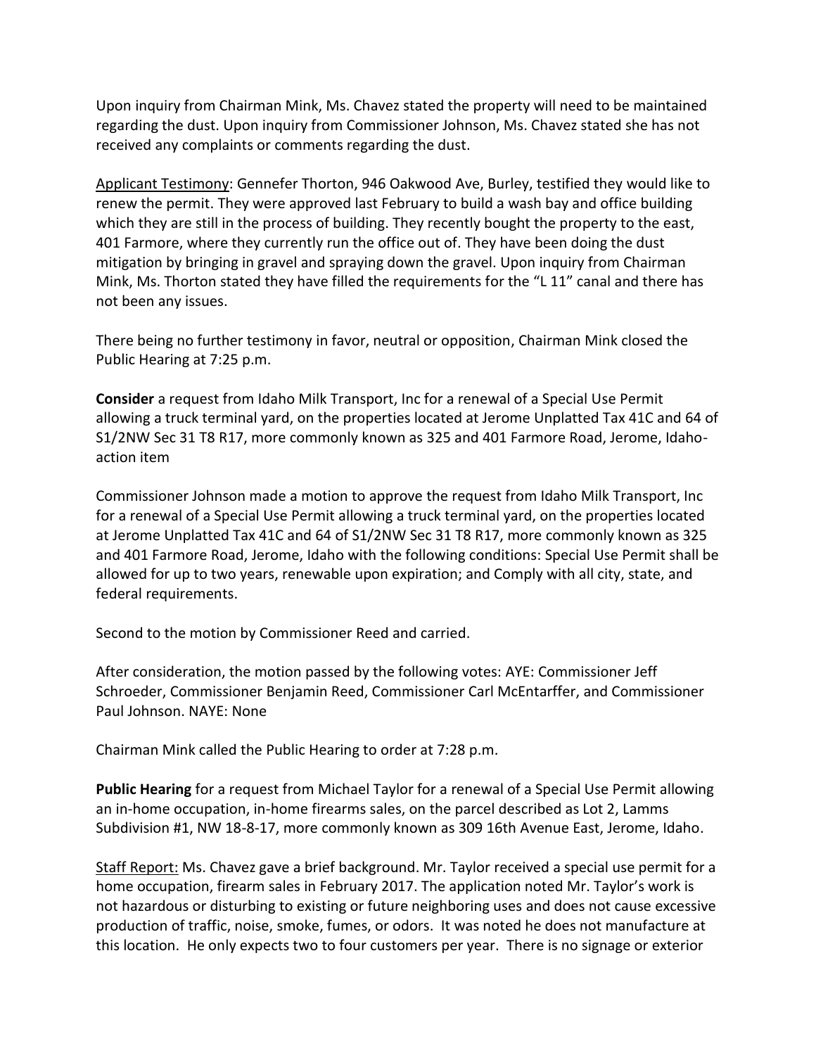Upon inquiry from Chairman Mink, Ms. Chavez stated the property will need to be maintained regarding the dust. Upon inquiry from Commissioner Johnson, Ms. Chavez stated she has not received any complaints or comments regarding the dust.

Applicant Testimony: Gennefer Thorton, 946 Oakwood Ave, Burley, testified they would like to renew the permit. They were approved last February to build a wash bay and office building which they are still in the process of building. They recently bought the property to the east, 401 Farmore, where they currently run the office out of. They have been doing the dust mitigation by bringing in gravel and spraying down the gravel. Upon inquiry from Chairman Mink, Ms. Thorton stated they have filled the requirements for the "L 11" canal and there has not been any issues.

There being no further testimony in favor, neutral or opposition, Chairman Mink closed the Public Hearing at 7:25 p.m.

**Consider** a request from Idaho Milk Transport, Inc for a renewal of a Special Use Permit allowing a truck terminal yard, on the properties located at Jerome Unplatted Tax 41C and 64 of S1/2NW Sec 31 T8 R17, more commonly known as 325 and 401 Farmore Road, Jerome, Idaho- action item

Commissioner Johnson made a motion to approve the request from Idaho Milk Transport, Inc for a renewal of a Special Use Permit allowing a truck terminal yard, on the properties located at Jerome Unplatted Tax 41C and 64 of S1/2NW Sec 31 T8 R17, more commonly known as 325 and 401 Farmore Road, Jerome, Idaho with the following conditions: Special Use Permit shall be allowed for up to two years, renewable upon expiration; and Comply with all city, state, and federal requirements.

Second to the motion by Commissioner Reed and carried.

After consideration, the motion passed by the following votes: AYE: Commissioner Jeff Schroeder, Commissioner Benjamin Reed, Commissioner Carl McEntarffer, and Commissioner Paul Johnson. NAYE: None

Chairman Mink called the Public Hearing to order at 7:28 p.m.

**Public Hearing** for a request from Michael Taylor for a renewal of a Special Use Permit allowing an in-home occupation, in-home firearms sales, on the parcel described as Lot 2, Lamms Subdivision #1, NW 18-8-17, more commonly known as 309 16th Avenue East, Jerome, Idaho.

Staff Report: Ms. Chavez gave a brief background. Mr. Taylor received a special use permit for a home occupation, firearm sales in February 2017. The application noted Mr. Taylor's work is not hazardous or disturbing to existing or future neighboring uses and does not cause excessive production of traffic, noise, smoke, fumes, or odors. It was noted he does not manufacture at this location. He only expects two to four customers per year. There is no signage or exterior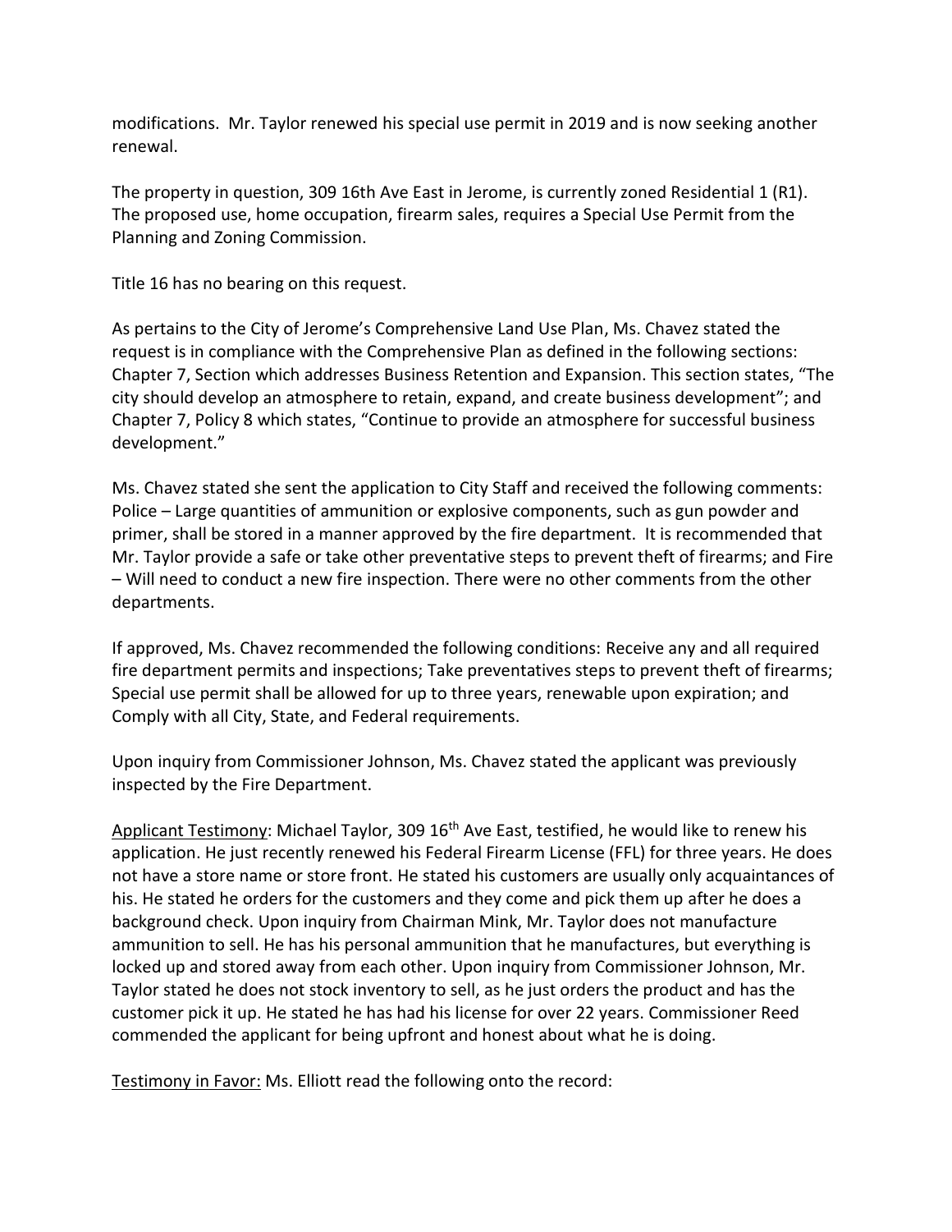modifications. Mr. Taylor renewed his special use permit in 2019 and is now seeking another renewal.

The property in question, 309 16th Ave East in Jerome, is currently zoned Residential 1 (R1). The proposed use, home occupation, firearm sales, requires a Special Use Permit from the Planning and Zoning Commission.

Title 16 has no bearing on this request.

As pertains to the City of Jerome's Comprehensive Land Use Plan, Ms. Chavez stated the request is in compliance with the Comprehensive Plan as defined in the following sections: Chapter 7, Section which addresses Business Retention and Expansion. This section states, "The city should develop an atmosphere to retain, expand, and create business development"; and Chapter 7, Policy 8 which states, "Continue to provide an atmosphere for successful business development."

Ms. Chavez stated she sent the application to City Staff and received the following comments: Police – Large quantities of ammunition or explosive components, such as gun powder and primer, shall be stored in a manner approved by the fire department. It is recommended that Mr. Taylor provide a safe or take other preventative steps to prevent theft of firearms; and Fire – Will need to conduct a new fire inspection. There were no other comments from the other departments.

If approved, Ms. Chavez recommended the following conditions: Receive any and all required fire department permits and inspections; Take preventatives steps to prevent theft of firearms; Special use permit shall be allowed for up to three years, renewable upon expiration; and Comply with all City, State, and Federal requirements.

Upon inquiry from Commissioner Johnson, Ms. Chavez stated the applicant was previously inspected by the Fire Department.

Applicant Testimony: Michael Taylor, 309 16th Ave East, testified, he would like to renew his application. He just recently renewed his Federal Firearm License (FFL) for three years. He does not have a store name or store front. He stated his customers are usually only acquaintances of his. He stated he orders for the customers and they come and pick them up after he does a background check. Upon inquiry from Chairman Mink, Mr. Taylor does not manufacture ammunition to sell. He has his personal ammunition that he manufactures, but everything is locked up and stored away from each other. Upon inquiry from Commissioner Johnson, Mr. Taylor stated he does not stock inventory to sell, as he just orders the product and has the customer pick it up. He stated he has had his license for over 22 years. Commissioner Reed commended the applicant for being upfront and honest about what he is doing.

Testimony in Favor: Ms. Elliott read the following onto the record: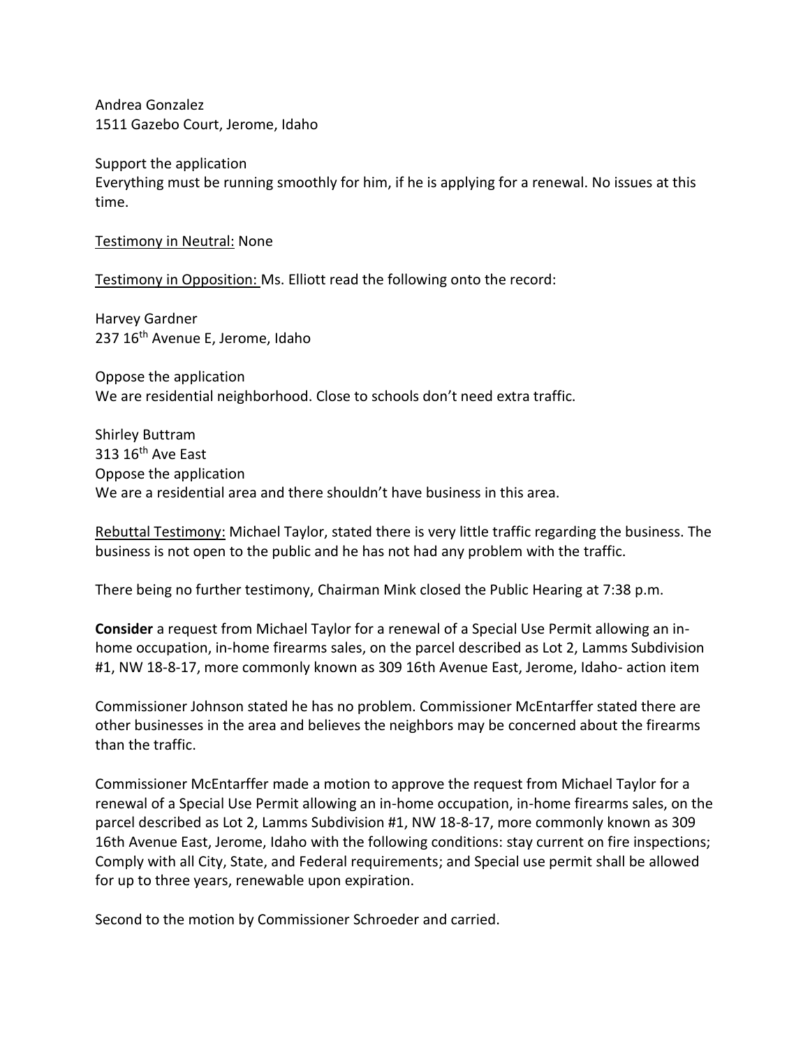Andrea Gonzalez
1511 Gazebo Court, Jerome, Idaho

Support the application
Everything must be running smoothly for him, if he is applying for a renewal. No issues at this time.

Testimony in Neutral: None

Testimony in Opposition: Ms. Elliott read the following onto the record:

Harvey Gardner
237 16th Avenue E, Jerome, Idaho

Oppose the application
We are residential neighborhood. Close to schools don't need extra traffic.

Shirley Buttram
313 16th Ave East
Oppose the application
We are a residential area and there shouldn't have business in this area.

Rebuttal Testimony: Michael Taylor, stated there is very little traffic regarding the business. The business is not open to the public and he has not had any problem with the traffic.

There being no further testimony, Chairman Mink closed the Public Hearing at 7:38 p.m.

**Consider** a request from Michael Taylor for a renewal of a Special Use Permit allowing an in-home occupation, in-home firearms sales, on the parcel described as Lot 2, Lamms Subdivision #1, NW 18-8-17, more commonly known as 309 16th Avenue East, Jerome, Idaho- action item

Commissioner Johnson stated he has no problem. Commissioner McEntarffer stated there are other businesses in the area and believes the neighbors may be concerned about the firearms than the traffic.

Commissioner McEntarffer made a motion to approve the request from Michael Taylor for a renewal of a Special Use Permit allowing an in-home occupation, in-home firearms sales, on the parcel described as Lot 2, Lamms Subdivision #1, NW 18-8-17, more commonly known as 309 16th Avenue East, Jerome, Idaho with the following conditions: stay current on fire inspections; Comply with all City, State, and Federal requirements; and Special use permit shall be allowed for up to three years, renewable upon expiration.

Second to the motion by Commissioner Schroeder and carried.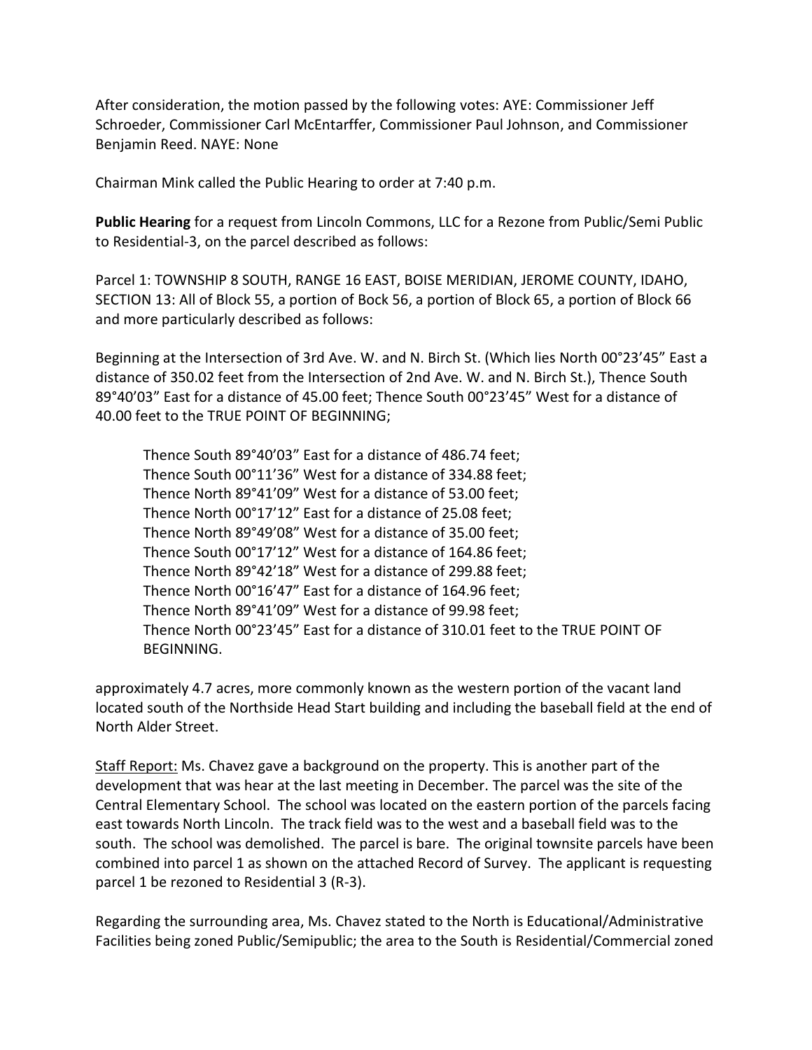After consideration, the motion passed by the following votes: AYE: Commissioner Jeff Schroeder, Commissioner Carl McEntarffer, Commissioner Paul Johnson, and Commissioner Benjamin Reed. NAYE: None

Chairman Mink called the Public Hearing to order at 7:40 p.m.

**Public Hearing** for a request from Lincoln Commons, LLC for a Rezone from Public/Semi Public to Residential-3, on the parcel described as follows:

Parcel 1: TOWNSHIP 8 SOUTH, RANGE 16 EAST, BOISE MERIDIAN, JEROME COUNTY, IDAHO, SECTION 13: All of Block 55, a portion of Bock 56, a portion of Block 65, a portion of Block 66 and more particularly described as follows:

Beginning at the Intersection of 3rd Ave. W. and N. Birch St. (Which lies North 00°23'45" East a distance of 350.02 feet from the Intersection of 2nd Ave. W. and N. Birch St.), Thence South 89°40'03" East for a distance of 45.00 feet; Thence South 00°23'45" West for a distance of 40.00 feet to the TRUE POINT OF BEGINNING;

> Thence South 89°40'03" East for a distance of 486.74 feet;
> Thence South 00°11'36" West for a distance of 334.88 feet;
> Thence North 89°41'09" West for a distance of 53.00 feet;
> Thence North 00°17'12" East for a distance of 25.08 feet;
> Thence North 89°49'08" West for a distance of 35.00 feet;
> Thence South 00°17'12" West for a distance of 164.86 feet;
> Thence North 89°42'18" West for a distance of 299.88 feet;
> Thence North 00°16'47" East for a distance of 164.96 feet;
> Thence North 89°41'09" West for a distance of 99.98 feet;
> Thence North 00°23'45" East for a distance of 310.01 feet to the TRUE POINT OF BEGINNING.

approximately 4.7 acres, more commonly known as the western portion of the vacant land located south of the Northside Head Start building and including the baseball field at the end of North Alder Street.

Staff Report: Ms. Chavez gave a background on the property. This is another part of the development that was hear at the last meeting in December. The parcel was the site of the Central Elementary School. The school was located on the eastern portion of the parcels facing east towards North Lincoln. The track field was to the west and a baseball field was to the south. The school was demolished. The parcel is bare. The original townsite parcels have been combined into parcel 1 as shown on the attached Record of Survey. The applicant is requesting parcel 1 be rezoned to Residential 3 (R-3).

Regarding the surrounding area, Ms. Chavez stated to the North is Educational/Administrative Facilities being zoned Public/Semipublic; the area to the South is Residential/Commercial zoned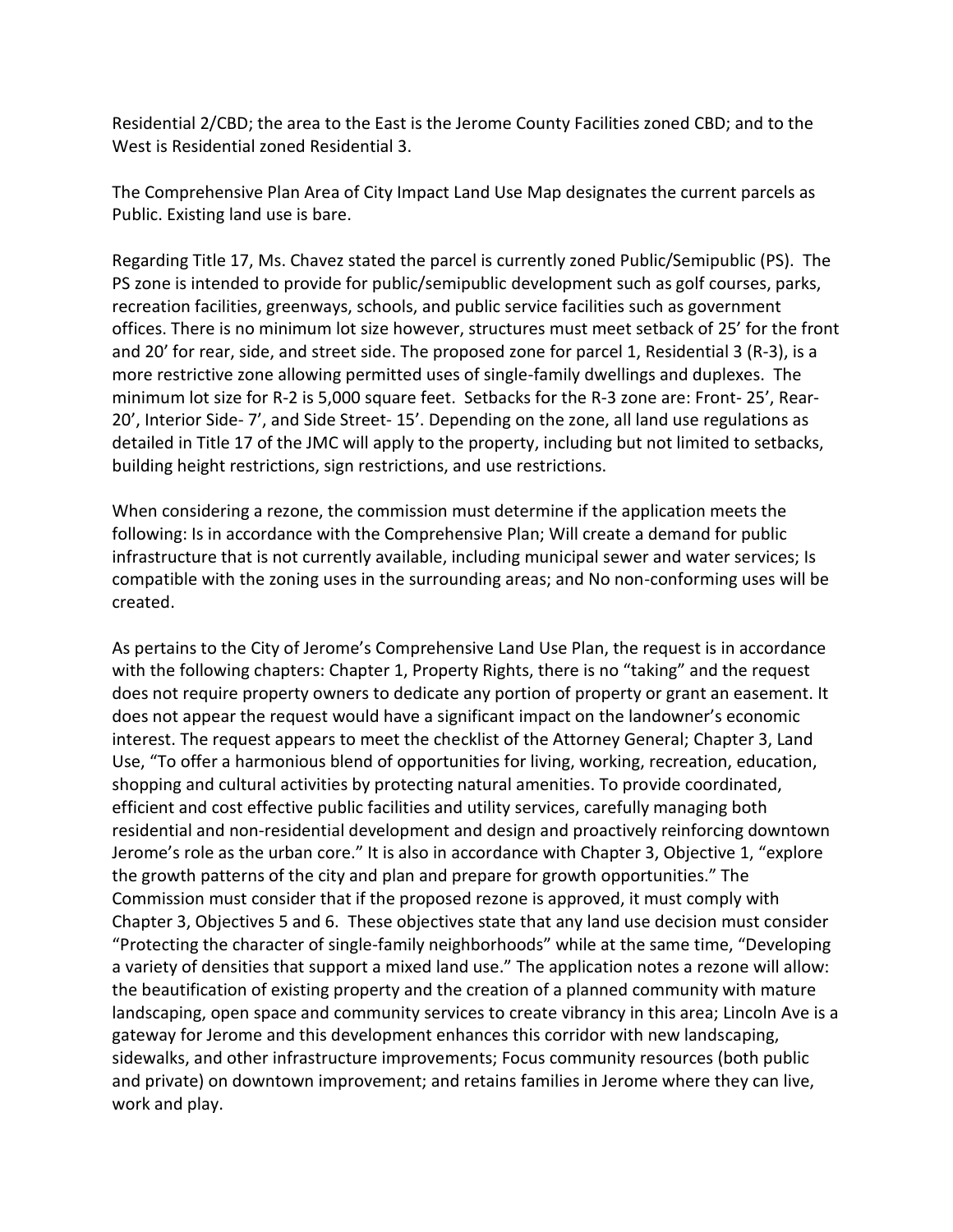Residential 2/CBD; the area to the East is the Jerome County Facilities zoned CBD; and to the West is Residential zoned Residential 3.

The Comprehensive Plan Area of City Impact Land Use Map designates the current parcels as Public. Existing land use is bare.

Regarding Title 17, Ms. Chavez stated the parcel is currently zoned Public/Semipublic (PS). The PS zone is intended to provide for public/semipublic development such as golf courses, parks, recreation facilities, greenways, schools, and public service facilities such as government offices. There is no minimum lot size however, structures must meet setback of 25' for the front and 20' for rear, side, and street side. The proposed zone for parcel 1, Residential 3 (R-3), is a more restrictive zone allowing permitted uses of single-family dwellings and duplexes. The minimum lot size for R-2 is 5,000 square feet. Setbacks for the R-3 zone are: Front- 25', Rear- 20', Interior Side- 7', and Side Street- 15'. Depending on the zone, all land use regulations as detailed in Title 17 of the JMC will apply to the property, including but not limited to setbacks, building height restrictions, sign restrictions, and use restrictions.

When considering a rezone, the commission must determine if the application meets the following: Is in accordance with the Comprehensive Plan; Will create a demand for public infrastructure that is not currently available, including municipal sewer and water services; Is compatible with the zoning uses in the surrounding areas; and No non-conforming uses will be created.

As pertains to the City of Jerome's Comprehensive Land Use Plan, the request is in accordance with the following chapters: Chapter 1, Property Rights, there is no "taking" and the request does not require property owners to dedicate any portion of property or grant an easement. It does not appear the request would have a significant impact on the landowner's economic interest. The request appears to meet the checklist of the Attorney General; Chapter 3, Land Use, "To offer a harmonious blend of opportunities for living, working, recreation, education, shopping and cultural activities by protecting natural amenities. To provide coordinated, efficient and cost effective public facilities and utility services, carefully managing both residential and non-residential development and design and proactively reinforcing downtown Jerome's role as the urban core." It is also in accordance with Chapter 3, Objective 1, "explore the growth patterns of the city and plan and prepare for growth opportunities." The Commission must consider that if the proposed rezone is approved, it must comply with Chapter 3, Objectives 5 and 6. These objectives state that any land use decision must consider "Protecting the character of single-family neighborhoods" while at the same time, "Developing a variety of densities that support a mixed land use." The application notes a rezone will allow: the beautification of existing property and the creation of a planned community with mature landscaping, open space and community services to create vibrancy in this area; Lincoln Ave is a gateway for Jerome and this development enhances this corridor with new landscaping, sidewalks, and other infrastructure improvements; Focus community resources (both public and private) on downtown improvement; and retains families in Jerome where they can live, work and play.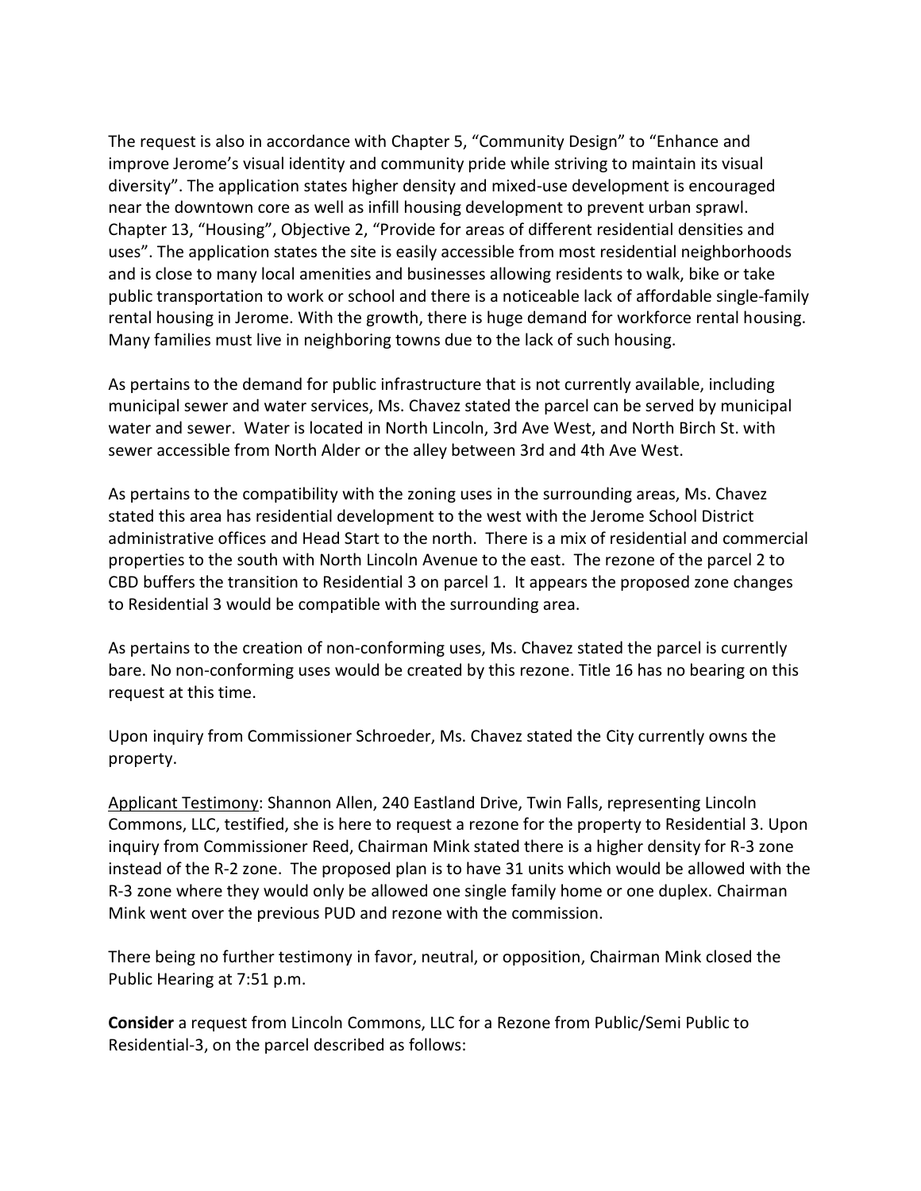The request is also in accordance with Chapter 5, "Community Design" to "Enhance and improve Jerome's visual identity and community pride while striving to maintain its visual diversity". The application states higher density and mixed-use development is encouraged near the downtown core as well as infill housing development to prevent urban sprawl. Chapter 13, "Housing", Objective 2, "Provide for areas of different residential densities and uses". The application states the site is easily accessible from most residential neighborhoods and is close to many local amenities and businesses allowing residents to walk, bike or take public transportation to work or school and there is a noticeable lack of affordable single-family rental housing in Jerome. With the growth, there is huge demand for workforce rental housing. Many families must live in neighboring towns due to the lack of such housing.

As pertains to the demand for public infrastructure that is not currently available, including municipal sewer and water services, Ms. Chavez stated the parcel can be served by municipal water and sewer. Water is located in North Lincoln, 3rd Ave West, and North Birch St. with sewer accessible from North Alder or the alley between 3rd and 4th Ave West.

As pertains to the compatibility with the zoning uses in the surrounding areas, Ms. Chavez stated this area has residential development to the west with the Jerome School District administrative offices and Head Start to the north. There is a mix of residential and commercial properties to the south with North Lincoln Avenue to the east. The rezone of the parcel 2 to CBD buffers the transition to Residential 3 on parcel 1. It appears the proposed zone changes to Residential 3 would be compatible with the surrounding area.

As pertains to the creation of non-conforming uses, Ms. Chavez stated the parcel is currently bare. No non-conforming uses would be created by this rezone. Title 16 has no bearing on this request at this time.

Upon inquiry from Commissioner Schroeder, Ms. Chavez stated the City currently owns the property.

Applicant Testimony: Shannon Allen, 240 Eastland Drive, Twin Falls, representing Lincoln Commons, LLC, testified, she is here to request a rezone for the property to Residential 3. Upon inquiry from Commissioner Reed, Chairman Mink stated there is a higher density for R-3 zone instead of the R-2 zone. The proposed plan is to have 31 units which would be allowed with the R-3 zone where they would only be allowed one single family home or one duplex. Chairman Mink went over the previous PUD and rezone with the commission.

There being no further testimony in favor, neutral, or opposition, Chairman Mink closed the Public Hearing at 7:51 p.m.

**Consider** a request from Lincoln Commons, LLC for a Rezone from Public/Semi Public to Residential-3, on the parcel described as follows: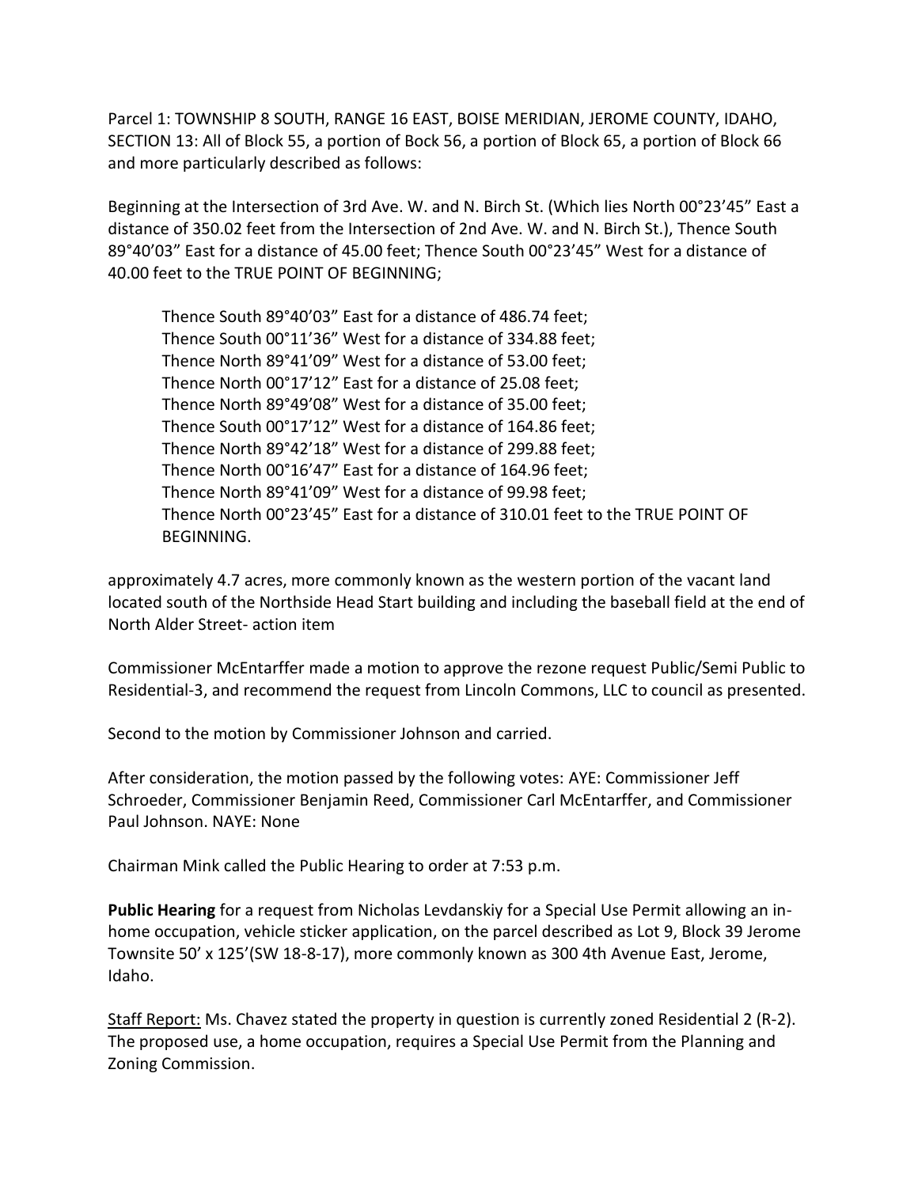Parcel 1: TOWNSHIP 8 SOUTH, RANGE 16 EAST, BOISE MERIDIAN, JEROME COUNTY, IDAHO, SECTION 13: All of Block 55, a portion of Bock 56, a portion of Block 65, a portion of Block 66 and more particularly described as follows:

Beginning at the Intersection of 3rd Ave. W. and N. Birch St. (Which lies North 00°23'45" East a distance of 350.02 feet from the Intersection of 2nd Ave. W. and N. Birch St.), Thence South 89°40'03" East for a distance of 45.00 feet; Thence South 00°23'45" West for a distance of 40.00 feet to the TRUE POINT OF BEGINNING;

> Thence South 89°40'03" East for a distance of 486.74 feet;
> Thence South 00°11'36" West for a distance of 334.88 feet;
> Thence North 89°41'09" West for a distance of 53.00 feet;
> Thence North 00°17'12" East for a distance of 25.08 feet;
> Thence North 89°49'08" West for a distance of 35.00 feet;
> Thence South 00°17'12" West for a distance of 164.86 feet;
> Thence North 89°42'18" West for a distance of 299.88 feet;
> Thence North 00°16'47" East for a distance of 164.96 feet;
> Thence North 89°41'09" West for a distance of 99.98 feet;
> Thence North 00°23'45" East for a distance of 310.01 feet to the TRUE POINT OF BEGINNING.

approximately 4.7 acres, more commonly known as the western portion of the vacant land located south of the Northside Head Start building and including the baseball field at the end of North Alder Street- action item

Commissioner McEntarffer made a motion to approve the rezone request Public/Semi Public to Residential-3, and recommend the request from Lincoln Commons, LLC to council as presented.

Second to the motion by Commissioner Johnson and carried.

After consideration, the motion passed by the following votes: AYE: Commissioner Jeff Schroeder, Commissioner Benjamin Reed, Commissioner Carl McEntarffer, and Commissioner Paul Johnson. NAYE: None

Chairman Mink called the Public Hearing to order at 7:53 p.m.

**Public Hearing** for a request from Nicholas Levdanskiy for a Special Use Permit allowing an in-home occupation, vehicle sticker application, on the parcel described as Lot 9, Block 39 Jerome Townsite 50' x 125'(SW 18-8-17), more commonly known as 300 4th Avenue East, Jerome, Idaho.

Staff Report: Ms. Chavez stated the property in question is currently zoned Residential 2 (R-2). The proposed use, a home occupation, requires a Special Use Permit from the Planning and Zoning Commission.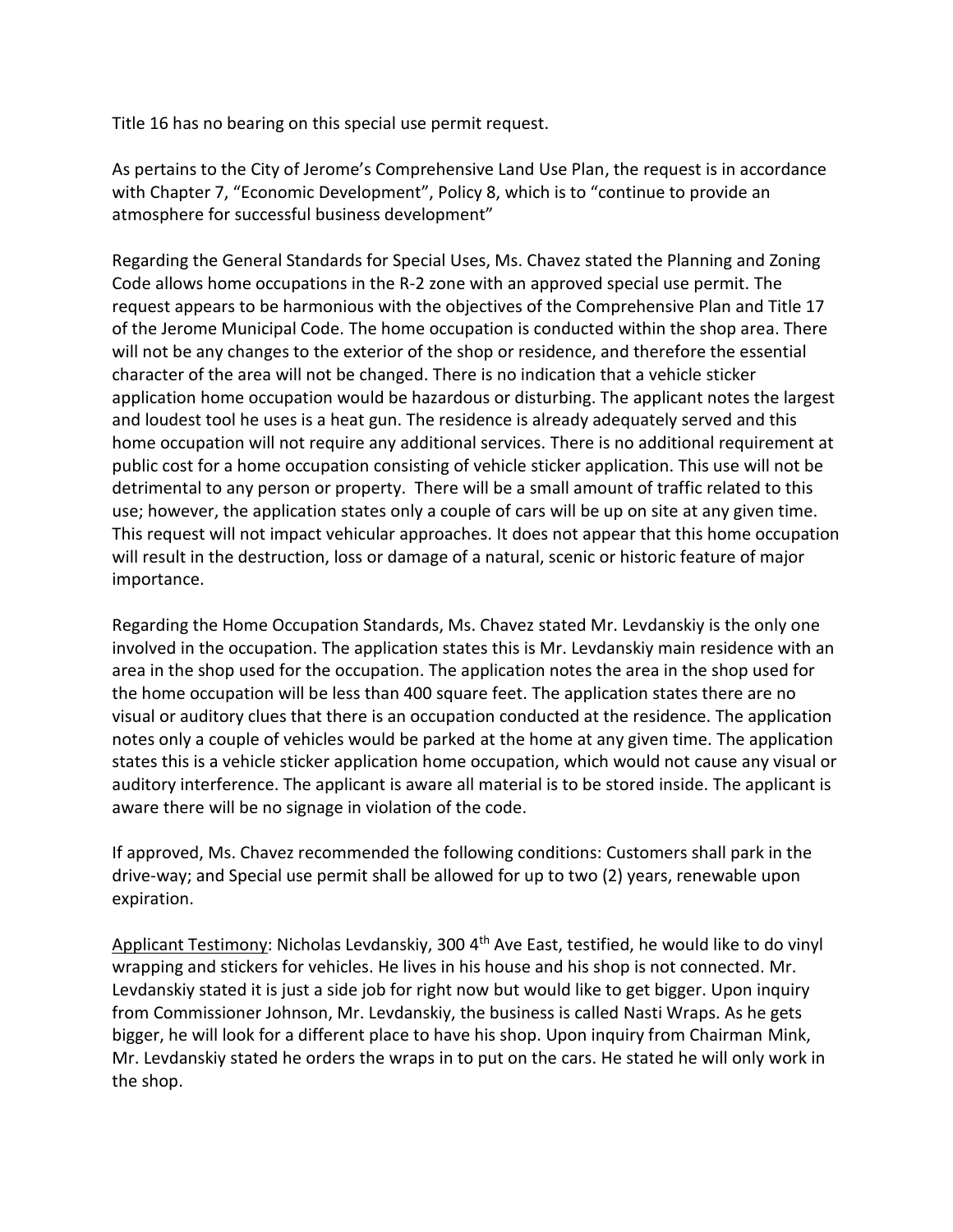Title 16 has no bearing on this special use permit request.

As pertains to the City of Jerome's Comprehensive Land Use Plan, the request is in accordance with Chapter 7, "Economic Development", Policy 8, which is to "continue to provide an atmosphere for successful business development"

Regarding the General Standards for Special Uses, Ms. Chavez stated the Planning and Zoning Code allows home occupations in the R-2 zone with an approved special use permit. The request appears to be harmonious with the objectives of the Comprehensive Plan and Title 17 of the Jerome Municipal Code. The home occupation is conducted within the shop area. There will not be any changes to the exterior of the shop or residence, and therefore the essential character of the area will not be changed. There is no indication that a vehicle sticker application home occupation would be hazardous or disturbing. The applicant notes the largest and loudest tool he uses is a heat gun. The residence is already adequately served and this home occupation will not require any additional services. There is no additional requirement at public cost for a home occupation consisting of vehicle sticker application. This use will not be detrimental to any person or property. There will be a small amount of traffic related to this use; however, the application states only a couple of cars will be up on site at any given time. This request will not impact vehicular approaches. It does not appear that this home occupation will result in the destruction, loss or damage of a natural, scenic or historic feature of major importance.

Regarding the Home Occupation Standards, Ms. Chavez stated Mr. Levdanskiy is the only one involved in the occupation. The application states this is Mr. Levdanskiy main residence with an area in the shop used for the occupation. The application notes the area in the shop used for the home occupation will be less than 400 square feet. The application states there are no visual or auditory clues that there is an occupation conducted at the residence. The application notes only a couple of vehicles would be parked at the home at any given time. The application states this is a vehicle sticker application home occupation, which would not cause any visual or auditory interference. The applicant is aware all material is to be stored inside. The applicant is aware there will be no signage in violation of the code.

If approved, Ms. Chavez recommended the following conditions: Customers shall park in the drive-way; and Special use permit shall be allowed for up to two (2) years, renewable upon expiration.

<u>Applicant Testimony</u>: Nicholas Levdanskiy, 300 4th Ave East, testified, he would like to do vinyl wrapping and stickers for vehicles. He lives in his house and his shop is not connected. Mr. Levdanskiy stated it is just a side job for right now but would like to get bigger. Upon inquiry from Commissioner Johnson, Mr. Levdanskiy, the business is called Nasti Wraps. As he gets bigger, he will look for a different place to have his shop. Upon inquiry from Chairman Mink, Mr. Levdanskiy stated he orders the wraps in to put on the cars. He stated he will only work in the shop.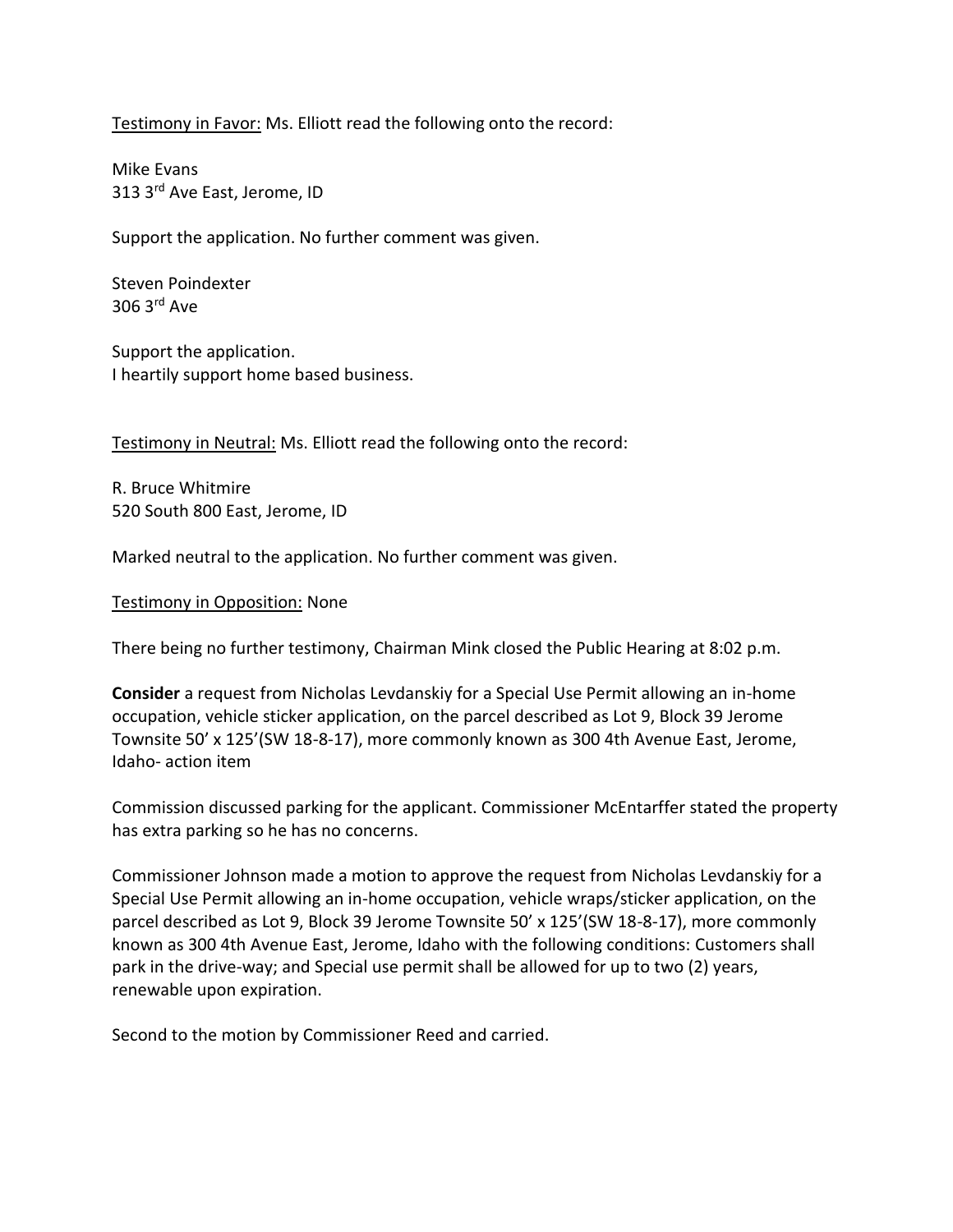Testimony in Favor: Ms. Elliott read the following onto the record:

Mike Evans
313 3rd Ave East, Jerome, ID

Support the application. No further comment was given.

Steven Poindexter
306 3rd Ave

Support the application.
I heartily support home based business.

Testimony in Neutral: Ms. Elliott read the following onto the record:

R. Bruce Whitmire
520 South 800 East, Jerome, ID

Marked neutral to the application. No further comment was given.

Testimony in Opposition: None

There being no further testimony, Chairman Mink closed the Public Hearing at 8:02 p.m.

**Consider** a request from Nicholas Levdanskiy for a Special Use Permit allowing an in-home occupation, vehicle sticker application, on the parcel described as Lot 9, Block 39 Jerome Townsite 50' x 125'(SW 18-8-17), more commonly known as 300 4th Avenue East, Jerome, Idaho- action item

Commission discussed parking for the applicant. Commissioner McEntarffer stated the property has extra parking so he has no concerns.

Commissioner Johnson made a motion to approve the request from Nicholas Levdanskiy for a Special Use Permit allowing an in-home occupation, vehicle wraps/sticker application, on the parcel described as Lot 9, Block 39 Jerome Townsite 50' x 125'(SW 18-8-17), more commonly known as 300 4th Avenue East, Jerome, Idaho with the following conditions: Customers shall park in the drive-way; and Special use permit shall be allowed for up to two (2) years, renewable upon expiration.

Second to the motion by Commissioner Reed and carried.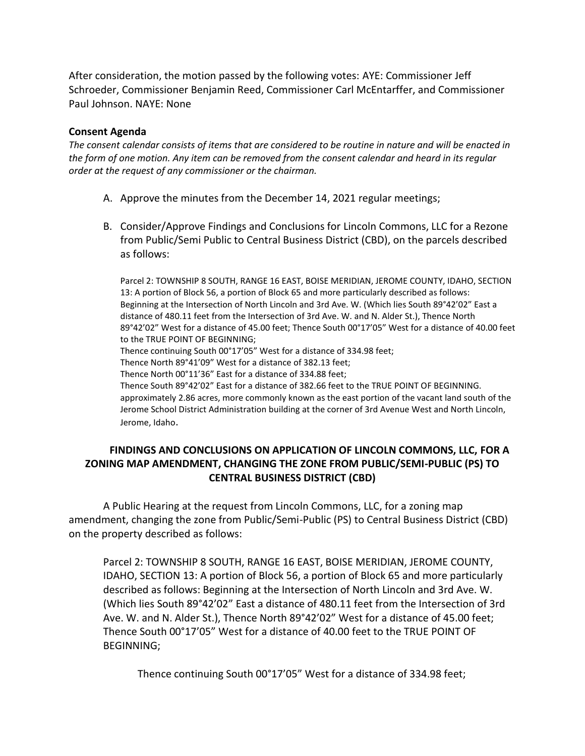After consideration, the motion passed by the following votes: AYE: Commissioner Jeff Schroeder, Commissioner Benjamin Reed, Commissioner Carl McEntarffer, and Commissioner Paul Johnson. NAYE: None

### Consent Agenda

*The consent calendar consists of items that are considered to be routine in nature and will be enacted in the form of one motion. Any item can be removed from the consent calendar and heard in its regular order at the request of any commissioner or the chairman.*

A. Approve the minutes from the December 14, 2021 regular meetings;

B. Consider/Approve Findings and Conclusions for Lincoln Commons, LLC for a Rezone from Public/Semi Public to Central Business District (CBD), on the parcels described as follows:

Parcel 2: TOWNSHIP 8 SOUTH, RANGE 16 EAST, BOISE MERIDIAN, JEROME COUNTY, IDAHO, SECTION 13: A portion of Block 56, a portion of Block 65 and more particularly described as follows: Beginning at the Intersection of North Lincoln and 3rd Ave. W. (Which lies South 89°42'02" East a distance of 480.11 feet from the Intersection of 3rd Ave. W. and N. Alder St.), Thence North 89°42'02" West for a distance of 45.00 feet; Thence South 00°17'05" West for a distance of 40.00 feet to the TRUE POINT OF BEGINNING;
Thence continuing South 00°17'05" West for a distance of 334.98 feet;
Thence North 89°41'09" West for a distance of 382.13 feet;
Thence North 00°11'36" East for a distance of 334.88 feet;
Thence South 89°42'02" East for a distance of 382.66 feet to the TRUE POINT OF BEGINNING. approximately 2.86 acres, more commonly known as the east portion of the vacant land south of the Jerome School District Administration building at the corner of 3rd Avenue West and North Lincoln, Jerome, Idaho.

**FINDINGS AND CONCLUSIONS ON APPLICATION OF LINCOLN COMMONS, LLC, FOR A ZONING MAP AMENDMENT, CHANGING THE ZONE FROM PUBLIC/SEMI-PUBLIC (PS) TO CENTRAL BUSINESS DISTRICT (CBD)**

A Public Hearing at the request from Lincoln Commons, LLC, for a zoning map amendment, changing the zone from Public/Semi-Public (PS) to Central Business District (CBD) on the property described as follows:

Parcel 2: TOWNSHIP 8 SOUTH, RANGE 16 EAST, BOISE MERIDIAN, JEROME COUNTY, IDAHO, SECTION 13: A portion of Block 56, a portion of Block 65 and more particularly described as follows: Beginning at the Intersection of North Lincoln and 3rd Ave. W. (Which lies South 89°42'02" East a distance of 480.11 feet from the Intersection of 3rd Ave. W. and N. Alder St.), Thence North 89°42'02" West for a distance of 45.00 feet; Thence South 00°17'05" West for a distance of 40.00 feet to the TRUE POINT OF BEGINNING;

Thence continuing South 00°17'05" West for a distance of 334.98 feet;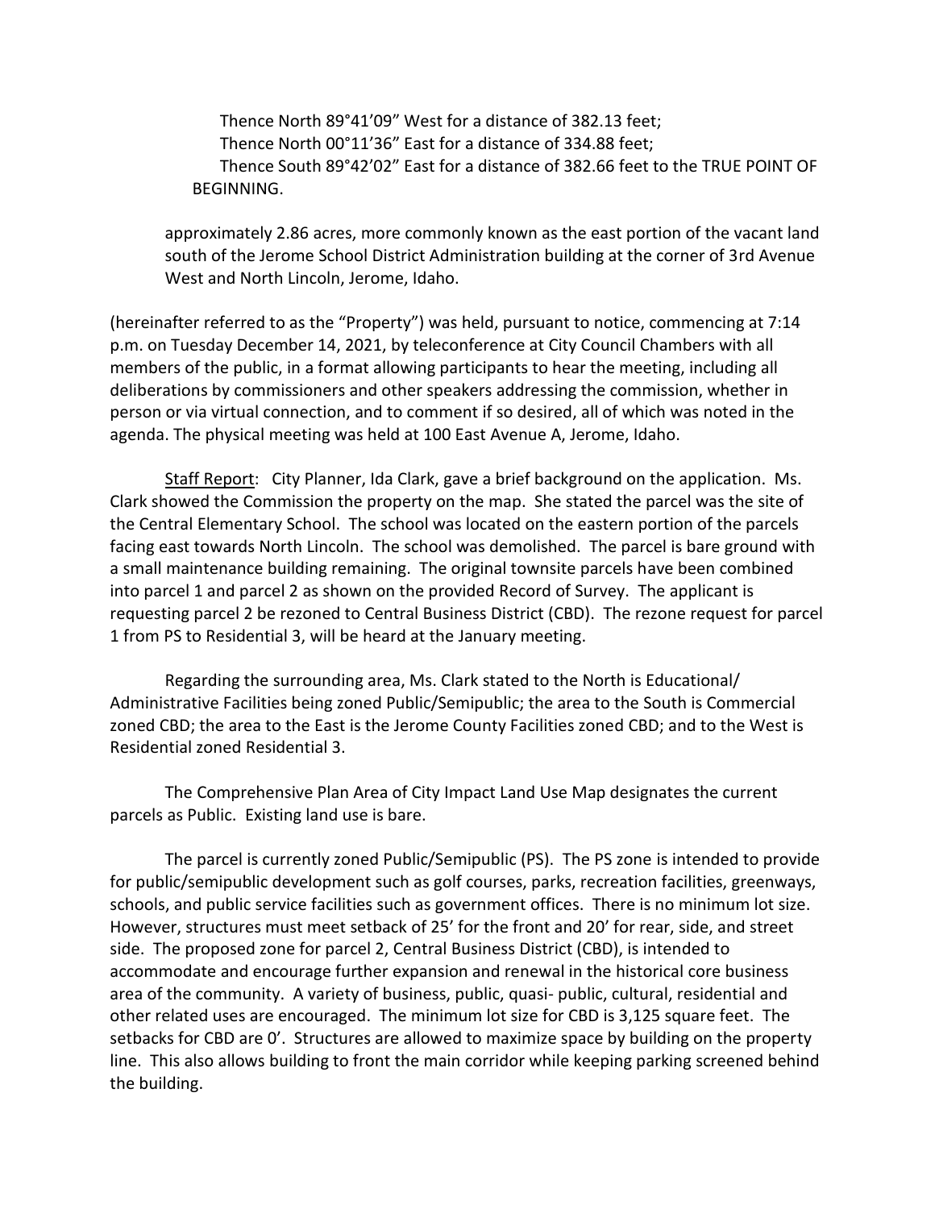Thence North 89°41'09" West for a distance of 382.13 feet;  
Thence North 00°11'36" East for a distance of 334.88 feet;  
Thence South 89°42'02" East for a distance of 382.66 feet to the TRUE POINT OF BEGINNING.

approximately 2.86 acres, more commonly known as the east portion of the vacant land south of the Jerome School District Administration building at the corner of 3rd Avenue West and North Lincoln, Jerome, Idaho.

(hereinafter referred to as the "Property") was held, pursuant to notice, commencing at 7:14 p.m. on Tuesday December 14, 2021, by teleconference at City Council Chambers with all members of the public, in a format allowing participants to hear the meeting, including all deliberations by commissioners and other speakers addressing the commission, whether in person or via virtual connection, and to comment if so desired, all of which was noted in the agenda. The physical meeting was held at 100 East Avenue A, Jerome, Idaho.

Staff Report: City Planner, Ida Clark, gave a brief background on the application. Ms. Clark showed the Commission the property on the map. She stated the parcel was the site of the Central Elementary School. The school was located on the eastern portion of the parcels facing east towards North Lincoln. The school was demolished. The parcel is bare ground with a small maintenance building remaining. The original townsite parcels have been combined into parcel 1 and parcel 2 as shown on the provided Record of Survey. The applicant is requesting parcel 2 be rezoned to Central Business District (CBD). The rezone request for parcel 1 from PS to Residential 3, will be heard at the January meeting.

Regarding the surrounding area, Ms. Clark stated to the North is Educational/ Administrative Facilities being zoned Public/Semipublic; the area to the South is Commercial zoned CBD; the area to the East is the Jerome County Facilities zoned CBD; and to the West is Residential zoned Residential 3.

The Comprehensive Plan Area of City Impact Land Use Map designates the current parcels as Public. Existing land use is bare.

The parcel is currently zoned Public/Semipublic (PS). The PS zone is intended to provide for public/semipublic development such as golf courses, parks, recreation facilities, greenways, schools, and public service facilities such as government offices. There is no minimum lot size. However, structures must meet setback of 25' for the front and 20' for rear, side, and street side. The proposed zone for parcel 2, Central Business District (CBD), is intended to accommodate and encourage further expansion and renewal in the historical core business area of the community. A variety of business, public, quasi- public, cultural, residential and other related uses are encouraged. The minimum lot size for CBD is 3,125 square feet. The setbacks for CBD are 0'. Structures are allowed to maximize space by building on the property line. This also allows building to front the main corridor while keeping parking screened behind the building.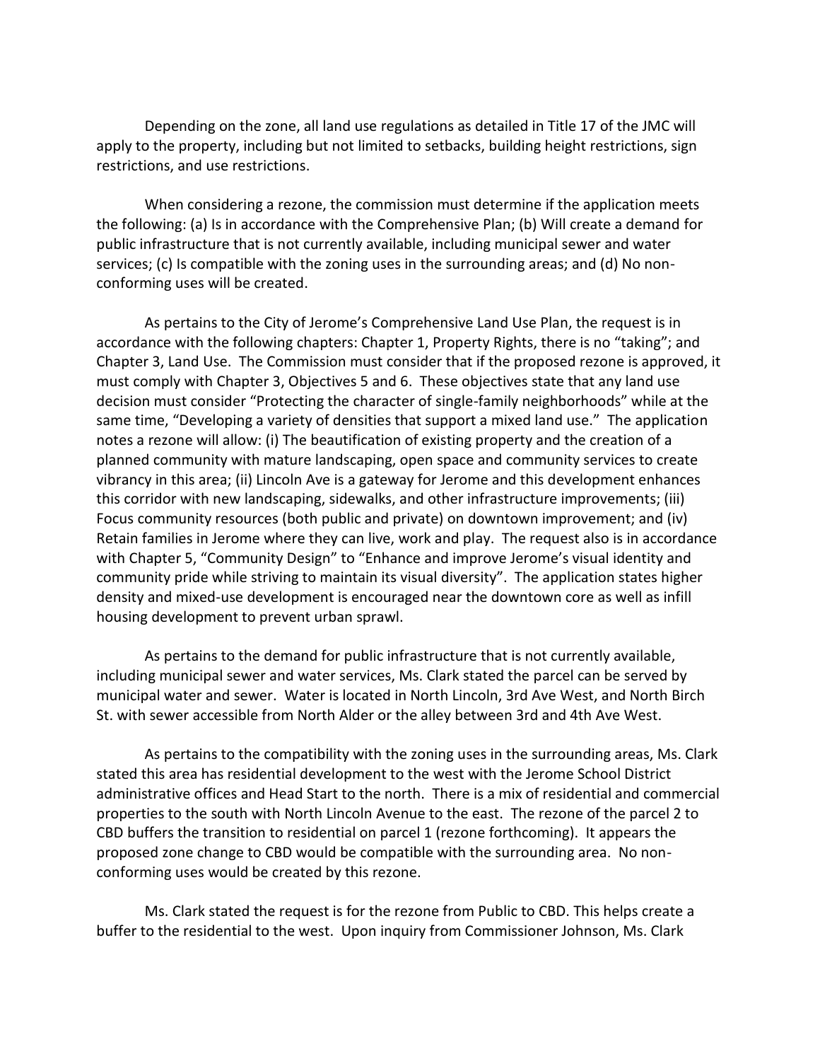Depending on the zone, all land use regulations as detailed in Title 17 of the JMC will apply to the property, including but not limited to setbacks, building height restrictions, sign restrictions, and use restrictions.

When considering a rezone, the commission must determine if the application meets the following: (a) Is in accordance with the Comprehensive Plan; (b) Will create a demand for public infrastructure that is not currently available, including municipal sewer and water services; (c) Is compatible with the zoning uses in the surrounding areas; and (d) No non-conforming uses will be created.

As pertains to the City of Jerome's Comprehensive Land Use Plan, the request is in accordance with the following chapters: Chapter 1, Property Rights, there is no "taking"; and Chapter 3, Land Use. The Commission must consider that if the proposed rezone is approved, it must comply with Chapter 3, Objectives 5 and 6. These objectives state that any land use decision must consider "Protecting the character of single-family neighborhoods" while at the same time, "Developing a variety of densities that support a mixed land use." The application notes a rezone will allow: (i) The beautification of existing property and the creation of a planned community with mature landscaping, open space and community services to create vibrancy in this area; (ii) Lincoln Ave is a gateway for Jerome and this development enhances this corridor with new landscaping, sidewalks, and other infrastructure improvements; (iii) Focus community resources (both public and private) on downtown improvement; and (iv) Retain families in Jerome where they can live, work and play. The request also is in accordance with Chapter 5, "Community Design" to "Enhance and improve Jerome's visual identity and community pride while striving to maintain its visual diversity". The application states higher density and mixed-use development is encouraged near the downtown core as well as infill housing development to prevent urban sprawl.

As pertains to the demand for public infrastructure that is not currently available, including municipal sewer and water services, Ms. Clark stated the parcel can be served by municipal water and sewer. Water is located in North Lincoln, 3rd Ave West, and North Birch St. with sewer accessible from North Alder or the alley between 3rd and 4th Ave West.

As pertains to the compatibility with the zoning uses in the surrounding areas, Ms. Clark stated this area has residential development to the west with the Jerome School District administrative offices and Head Start to the north. There is a mix of residential and commercial properties to the south with North Lincoln Avenue to the east. The rezone of the parcel 2 to CBD buffers the transition to residential on parcel 1 (rezone forthcoming). It appears the proposed zone change to CBD would be compatible with the surrounding area. No non-conforming uses would be created by this rezone.

Ms. Clark stated the request is for the rezone from Public to CBD. This helps create a buffer to the residential to the west. Upon inquiry from Commissioner Johnson, Ms. Clark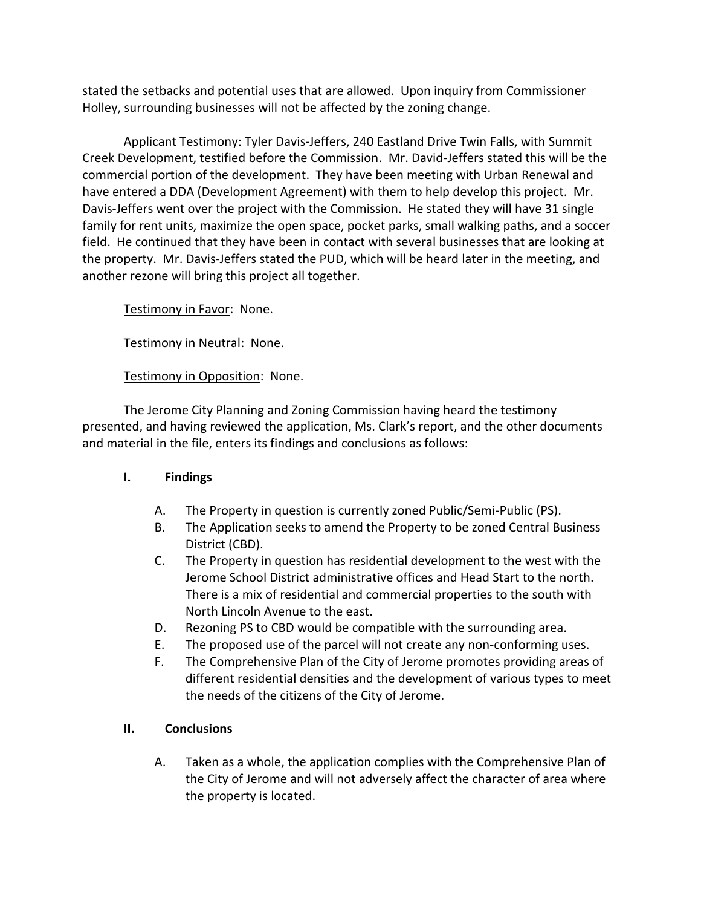stated the setbacks and potential uses that are allowed. Upon inquiry from Commissioner Holley, surrounding businesses will not be affected by the zoning change.

Applicant Testimony: Tyler Davis-Jeffers, 240 Eastland Drive Twin Falls, with Summit Creek Development, testified before the Commission. Mr. David-Jeffers stated this will be the commercial portion of the development. They have been meeting with Urban Renewal and have entered a DDA (Development Agreement) with them to help develop this project. Mr. Davis-Jeffers went over the project with the Commission. He stated they will have 31 single family for rent units, maximize the open space, pocket parks, small walking paths, and a soccer field. He continued that they have been in contact with several businesses that are looking at the property. Mr. Davis-Jeffers stated the PUD, which will be heard later in the meeting, and another rezone will bring this project all together.

Testimony in Favor: None.

Testimony in Neutral: None.

Testimony in Opposition: None.

The Jerome City Planning and Zoning Commission having heard the testimony presented, and having reviewed the application, Ms. Clark's report, and the other documents and material in the file, enters its findings and conclusions as follows:

**I. Findings**

A. The Property in question is currently zoned Public/Semi-Public (PS).

B. The Application seeks to amend the Property to be zoned Central Business District (CBD).

C. The Property in question has residential development to the west with the Jerome School District administrative offices and Head Start to the north. There is a mix of residential and commercial properties to the south with North Lincoln Avenue to the east.

D. Rezoning PS to CBD would be compatible with the surrounding area.

E. The proposed use of the parcel will not create any non-conforming uses.

F. The Comprehensive Plan of the City of Jerome promotes providing areas of different residential densities and the development of various types to meet the needs of the citizens of the City of Jerome.

**II. Conclusions**

A. Taken as a whole, the application complies with the Comprehensive Plan of the City of Jerome and will not adversely affect the character of area where the property is located.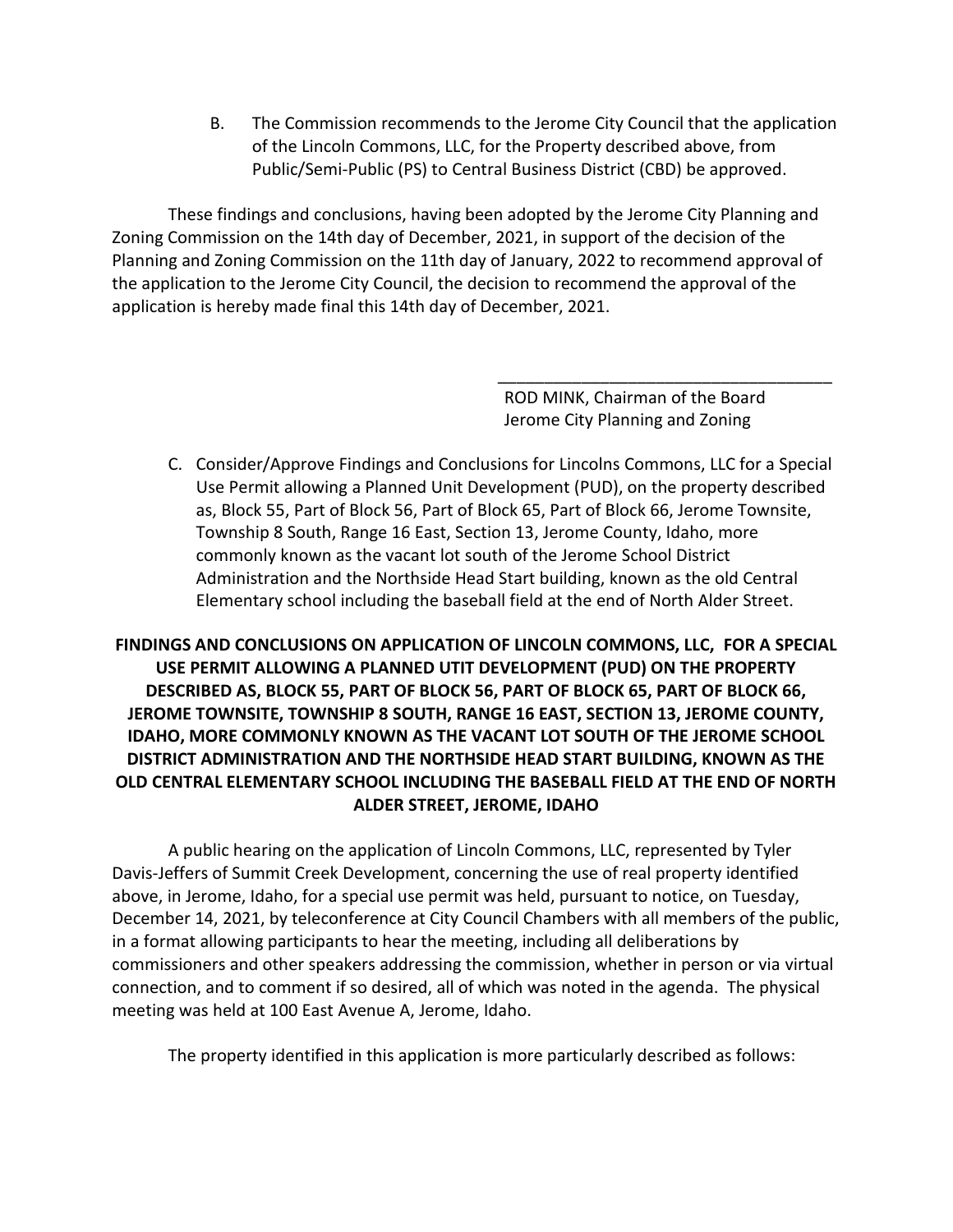B. The Commission recommends to the Jerome City Council that the application of the Lincoln Commons, LLC, for the Property described above, from Public/Semi-Public (PS) to Central Business District (CBD) be approved.

These findings and conclusions, having been adopted by the Jerome City Planning and Zoning Commission on the 14th day of December, 2021, in support of the decision of the Planning and Zoning Commission on the 11th day of January, 2022 to recommend approval of the application to the Jerome City Council, the decision to recommend the approval of the application is hereby made final this 14th day of December, 2021.

\_\_\_\_\_\_\_\_\_\_\_\_\_\_\_\_\_\_\_\_\_\_\_\_\_\_\_\_\_\_\_\_\_\_\_\_\_\_
ROD MINK, Chairman of the Board
Jerome City Planning and Zoning

C. Consider/Approve Findings and Conclusions for Lincolns Commons, LLC for a Special Use Permit allowing a Planned Unit Development (PUD), on the property described as, Block 55, Part of Block 56, Part of Block 65, Part of Block 66, Jerome Townsite, Township 8 South, Range 16 East, Section 13, Jerome County, Idaho, more commonly known as the vacant lot south of the Jerome School District Administration and the Northside Head Start building, known as the old Central Elementary school including the baseball field at the end of North Alder Street.

**FINDINGS AND CONCLUSIONS ON APPLICATION OF LINCOLN COMMONS, LLC, FOR A SPECIAL USE PERMIT ALLOWING A PLANNED UTIT DEVELOPMENT (PUD) ON THE PROPERTY DESCRIBED AS, BLOCK 55, PART OF BLOCK 56, PART OF BLOCK 65, PART OF BLOCK 66, JEROME TOWNSITE, TOWNSHIP 8 SOUTH, RANGE 16 EAST, SECTION 13, JEROME COUNTY, IDAHO, MORE COMMONLY KNOWN AS THE VACANT LOT SOUTH OF THE JEROME SCHOOL DISTRICT ADMINISTRATION AND THE NORTHSIDE HEAD START BUILDING, KNOWN AS THE OLD CENTRAL ELEMENTARY SCHOOL INCLUDING THE BASEBALL FIELD AT THE END OF NORTH ALDER STREET, JEROME, IDAHO**

A public hearing on the application of Lincoln Commons, LLC, represented by Tyler Davis-Jeffers of Summit Creek Development, concerning the use of real property identified above, in Jerome, Idaho, for a special use permit was held, pursuant to notice, on Tuesday, December 14, 2021, by teleconference at City Council Chambers with all members of the public, in a format allowing participants to hear the meeting, including all deliberations by commissioners and other speakers addressing the commission, whether in person or via virtual connection, and to comment if so desired, all of which was noted in the agenda. The physical meeting was held at 100 East Avenue A, Jerome, Idaho.

The property identified in this application is more particularly described as follows: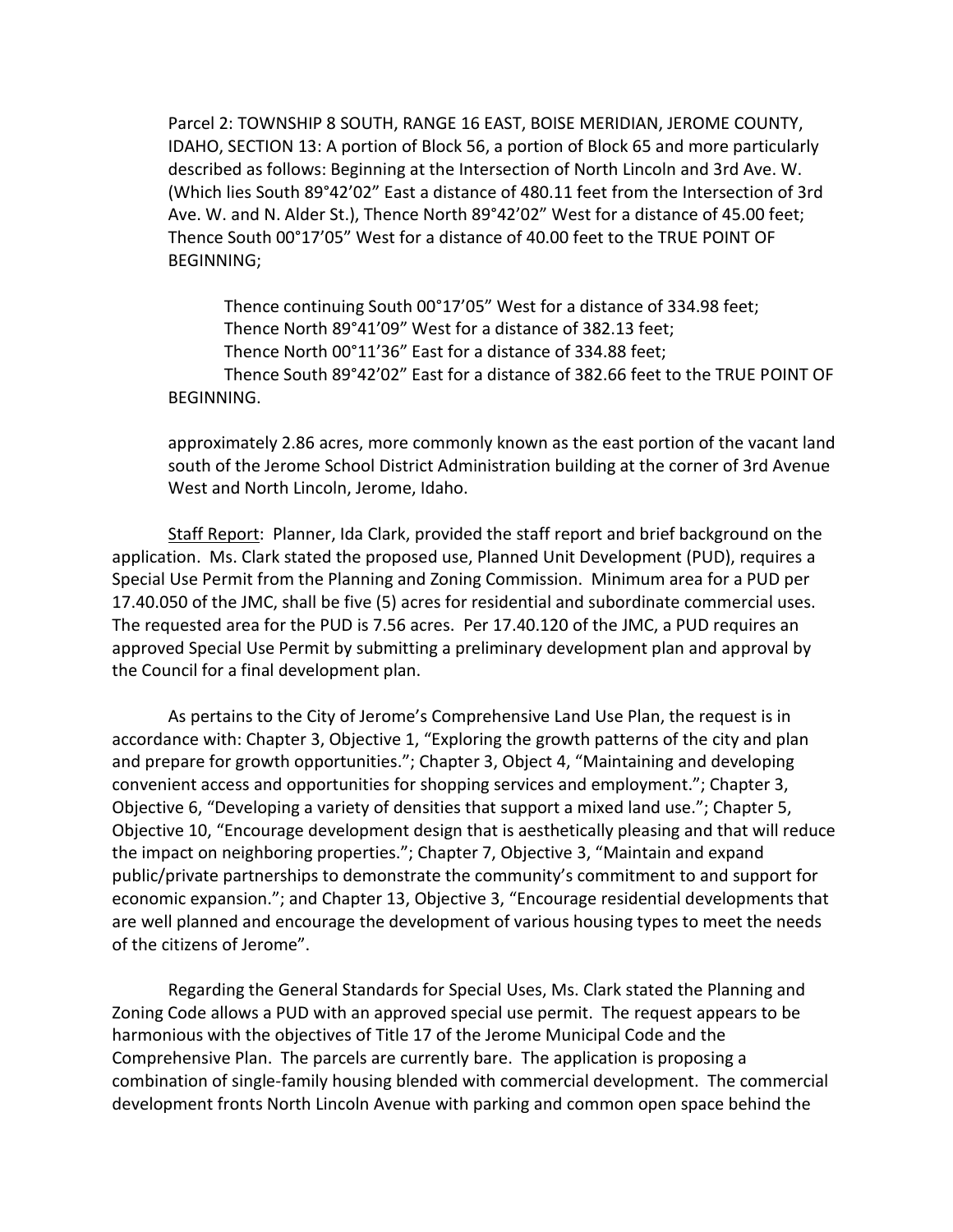Parcel 2: TOWNSHIP 8 SOUTH, RANGE 16 EAST, BOISE MERIDIAN, JEROME COUNTY, IDAHO, SECTION 13: A portion of Block 56, a portion of Block 65 and more particularly described as follows: Beginning at the Intersection of North Lincoln and 3rd Ave. W. (Which lies South 89°42'02" East a distance of 480.11 feet from the Intersection of 3rd Ave. W. and N. Alder St.), Thence North 89°42'02" West for a distance of 45.00 feet; Thence South 00°17'05" West for a distance of 40.00 feet to the TRUE POINT OF BEGINNING;

Thence continuing South 00°17'05" West for a distance of 334.98 feet;
Thence North 89°41'09" West for a distance of 382.13 feet;
Thence North 00°11'36" East for a distance of 334.88 feet;
Thence South 89°42'02" East for a distance of 382.66 feet to the TRUE POINT OF BEGINNING.

approximately 2.86 acres, more commonly known as the east portion of the vacant land south of the Jerome School District Administration building at the corner of 3rd Avenue West and North Lincoln, Jerome, Idaho.

Staff Report: Planner, Ida Clark, provided the staff report and brief background on the application. Ms. Clark stated the proposed use, Planned Unit Development (PUD), requires a Special Use Permit from the Planning and Zoning Commission. Minimum area for a PUD per 17.40.050 of the JMC, shall be five (5) acres for residential and subordinate commercial uses. The requested area for the PUD is 7.56 acres. Per 17.40.120 of the JMC, a PUD requires an approved Special Use Permit by submitting a preliminary development plan and approval by the Council for a final development plan.

As pertains to the City of Jerome's Comprehensive Land Use Plan, the request is in accordance with: Chapter 3, Objective 1, "Exploring the growth patterns of the city and plan and prepare for growth opportunities."; Chapter 3, Object 4, "Maintaining and developing convenient access and opportunities for shopping services and employment."; Chapter 3, Objective 6, "Developing a variety of densities that support a mixed land use."; Chapter 5, Objective 10, "Encourage development design that is aesthetically pleasing and that will reduce the impact on neighboring properties."; Chapter 7, Objective 3, "Maintain and expand public/private partnerships to demonstrate the community's commitment to and support for economic expansion."; and Chapter 13, Objective 3, "Encourage residential developments that are well planned and encourage the development of various housing types to meet the needs of the citizens of Jerome".

Regarding the General Standards for Special Uses, Ms. Clark stated the Planning and Zoning Code allows a PUD with an approved special use permit. The request appears to be harmonious with the objectives of Title 17 of the Jerome Municipal Code and the Comprehensive Plan. The parcels are currently bare. The application is proposing a combination of single-family housing blended with commercial development. The commercial development fronts North Lincoln Avenue with parking and common open space behind the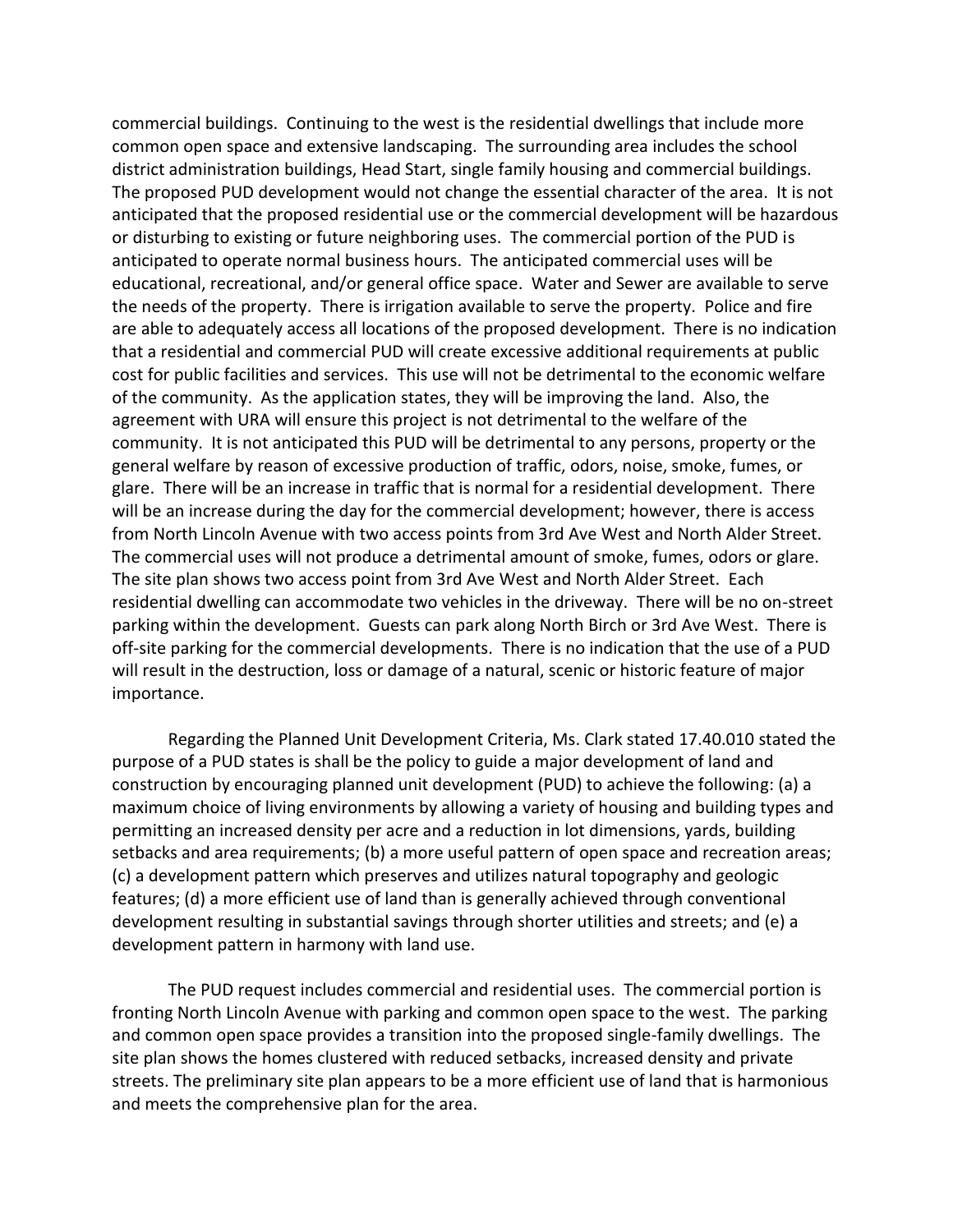commercial buildings. Continuing to the west is the residential dwellings that include more common open space and extensive landscaping. The surrounding area includes the school district administration buildings, Head Start, single family housing and commercial buildings. The proposed PUD development would not change the essential character of the area. It is not anticipated that the proposed residential use or the commercial development will be hazardous or disturbing to existing or future neighboring uses. The commercial portion of the PUD is anticipated to operate normal business hours. The anticipated commercial uses will be educational, recreational, and/or general office space. Water and Sewer are available to serve the needs of the property. There is irrigation available to serve the property. Police and fire are able to adequately access all locations of the proposed development. There is no indication that a residential and commercial PUD will create excessive additional requirements at public cost for public facilities and services. This use will not be detrimental to the economic welfare of the community. As the application states, they will be improving the land. Also, the agreement with URA will ensure this project is not detrimental to the welfare of the community. It is not anticipated this PUD will be detrimental to any persons, property or the general welfare by reason of excessive production of traffic, odors, noise, smoke, fumes, or glare. There will be an increase in traffic that is normal for a residential development. There will be an increase during the day for the commercial development; however, there is access from North Lincoln Avenue with two access points from 3rd Ave West and North Alder Street. The commercial uses will not produce a detrimental amount of smoke, fumes, odors or glare. The site plan shows two access point from 3rd Ave West and North Alder Street. Each residential dwelling can accommodate two vehicles in the driveway. There will be no on-street parking within the development. Guests can park along North Birch or 3rd Ave West. There is off-site parking for the commercial developments. There is no indication that the use of a PUD will result in the destruction, loss or damage of a natural, scenic or historic feature of major importance.

Regarding the Planned Unit Development Criteria, Ms. Clark stated 17.40.010 stated the purpose of a PUD states is shall be the policy to guide a major development of land and construction by encouraging planned unit development (PUD) to achieve the following: (a) a maximum choice of living environments by allowing a variety of housing and building types and permitting an increased density per acre and a reduction in lot dimensions, yards, building setbacks and area requirements; (b) a more useful pattern of open space and recreation areas; (c) a development pattern which preserves and utilizes natural topography and geologic features; (d) a more efficient use of land than is generally achieved through conventional development resulting in substantial savings through shorter utilities and streets; and (e) a development pattern in harmony with land use.

The PUD request includes commercial and residential uses. The commercial portion is fronting North Lincoln Avenue with parking and common open space to the west. The parking and common open space provides a transition into the proposed single-family dwellings. The site plan shows the homes clustered with reduced setbacks, increased density and private streets. The preliminary site plan appears to be a more efficient use of land that is harmonious and meets the comprehensive plan for the area.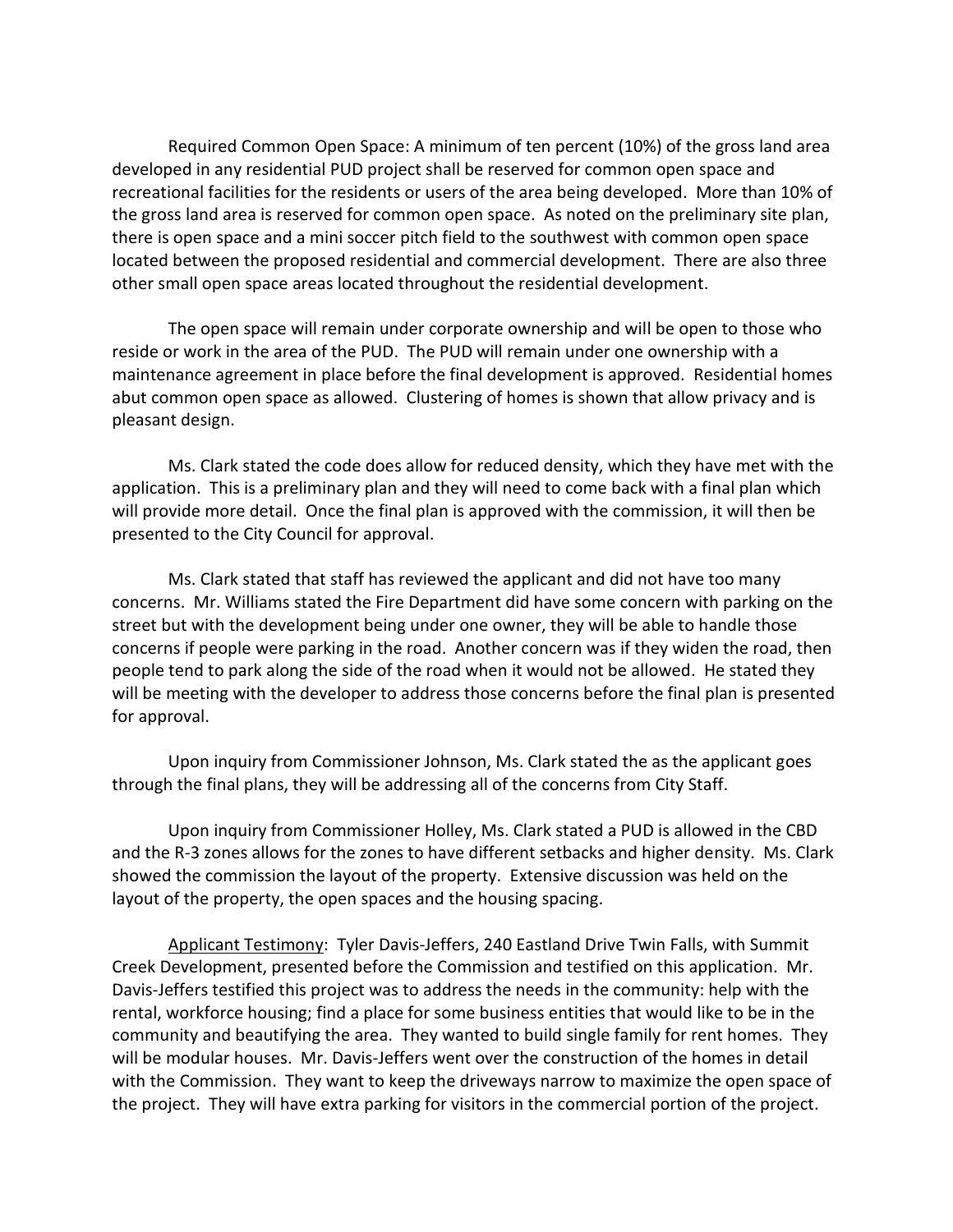Required Common Open Space: A minimum of ten percent (10%) of the gross land area developed in any residential PUD project shall be reserved for common open space and recreational facilities for the residents or users of the area being developed. More than 10% of the gross land area is reserved for common open space. As noted on the preliminary site plan, there is open space and a mini soccer pitch field to the southwest with common open space located between the proposed residential and commercial development. There are also three other small open space areas located throughout the residential development.

The open space will remain under corporate ownership and will be open to those who reside or work in the area of the PUD. The PUD will remain under one ownership with a maintenance agreement in place before the final development is approved. Residential homes abut common open space as allowed. Clustering of homes is shown that allow privacy and is pleasant design.

Ms. Clark stated the code does allow for reduced density, which they have met with the application. This is a preliminary plan and they will need to come back with a final plan which will provide more detail. Once the final plan is approved with the commission, it will then be presented to the City Council for approval.

Ms. Clark stated that staff has reviewed the applicant and did not have too many concerns. Mr. Williams stated the Fire Department did have some concern with parking on the street but with the development being under one owner, they will be able to handle those concerns if people were parking in the road. Another concern was if they widen the road, then people tend to park along the side of the road when it would not be allowed. He stated they will be meeting with the developer to address those concerns before the final plan is presented for approval.

Upon inquiry from Commissioner Johnson, Ms. Clark stated the as the applicant goes through the final plans, they will be addressing all of the concerns from City Staff.

Upon inquiry from Commissioner Holley, Ms. Clark stated a PUD is allowed in the CBD and the R-3 zones allows for the zones to have different setbacks and higher density. Ms. Clark showed the commission the layout of the property. Extensive discussion was held on the layout of the property, the open spaces and the housing spacing.

<u>Applicant Testimony</u>: Tyler Davis-Jeffers, 240 Eastland Drive Twin Falls, with Summit Creek Development, presented before the Commission and testified on this application. Mr. Davis-Jeffers testified this project was to address the needs in the community: help with the rental, workforce housing; find a place for some business entities that would like to be in the community and beautifying the area. They wanted to build single family for rent homes. They will be modular houses. Mr. Davis-Jeffers went over the construction of the homes in detail with the Commission. They want to keep the driveways narrow to maximize the open space of the project. They will have extra parking for visitors in the commercial portion of the project.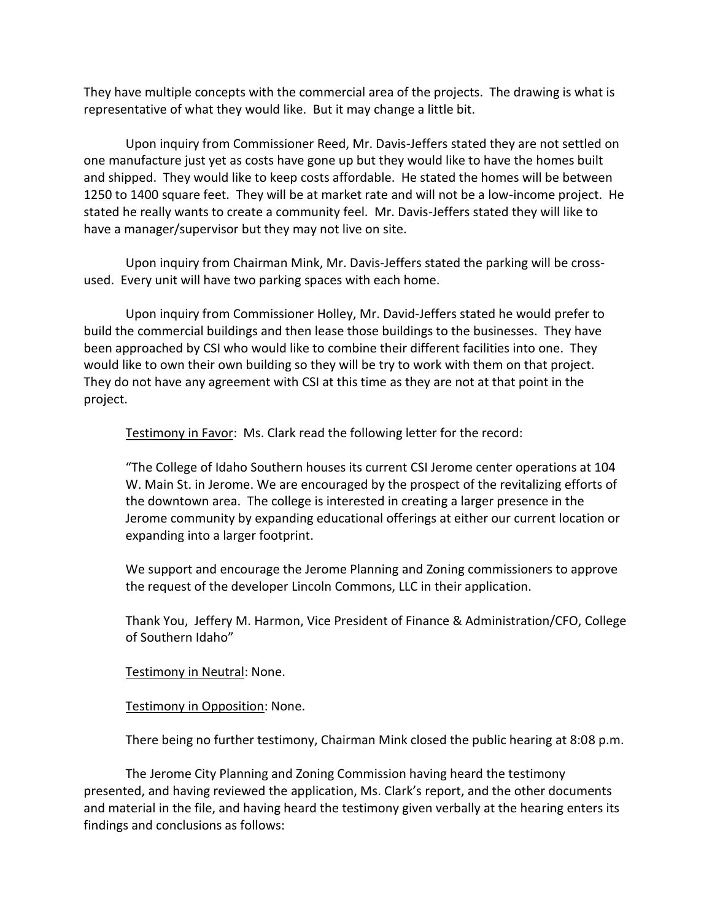They have multiple concepts with the commercial area of the projects. The drawing is what is representative of what they would like. But it may change a little bit.

Upon inquiry from Commissioner Reed, Mr. Davis-Jeffers stated they are not settled on one manufacture just yet as costs have gone up but they would like to have the homes built and shipped. They would like to keep costs affordable. He stated the homes will be between 1250 to 1400 square feet. They will be at market rate and will not be a low-income project. He stated he really wants to create a community feel. Mr. Davis-Jeffers stated they will like to have a manager/supervisor but they may not live on site.

Upon inquiry from Chairman Mink, Mr. Davis-Jeffers stated the parking will be cross-used. Every unit will have two parking spaces with each home.

Upon inquiry from Commissioner Holley, Mr. David-Jeffers stated he would prefer to build the commercial buildings and then lease those buildings to the businesses. They have been approached by CSI who would like to combine their different facilities into one. They would like to own their own building so they will be try to work with them on that project. They do not have any agreement with CSI at this time as they are not at that point in the project.

Testimony in Favor: Ms. Clark read the following letter for the record:

> "The College of Idaho Southern houses its current CSI Jerome center operations at 104 W. Main St. in Jerome. We are encouraged by the prospect of the revitalizing efforts of the downtown area. The college is interested in creating a larger presence in the Jerome community by expanding educational offerings at either our current location or expanding into a larger footprint.
>
> We support and encourage the Jerome Planning and Zoning commissioners to approve the request of the developer Lincoln Commons, LLC in their application.
>
> Thank You, Jeffery M. Harmon, Vice President of Finance & Administration/CFO, College of Southern Idaho"

Testimony in Neutral: None.

Testimony in Opposition: None.

There being no further testimony, Chairman Mink closed the public hearing at 8:08 p.m.

The Jerome City Planning and Zoning Commission having heard the testimony presented, and having reviewed the application, Ms. Clark's report, and the other documents and material in the file, and having heard the testimony given verbally at the hearing enters its findings and conclusions as follows: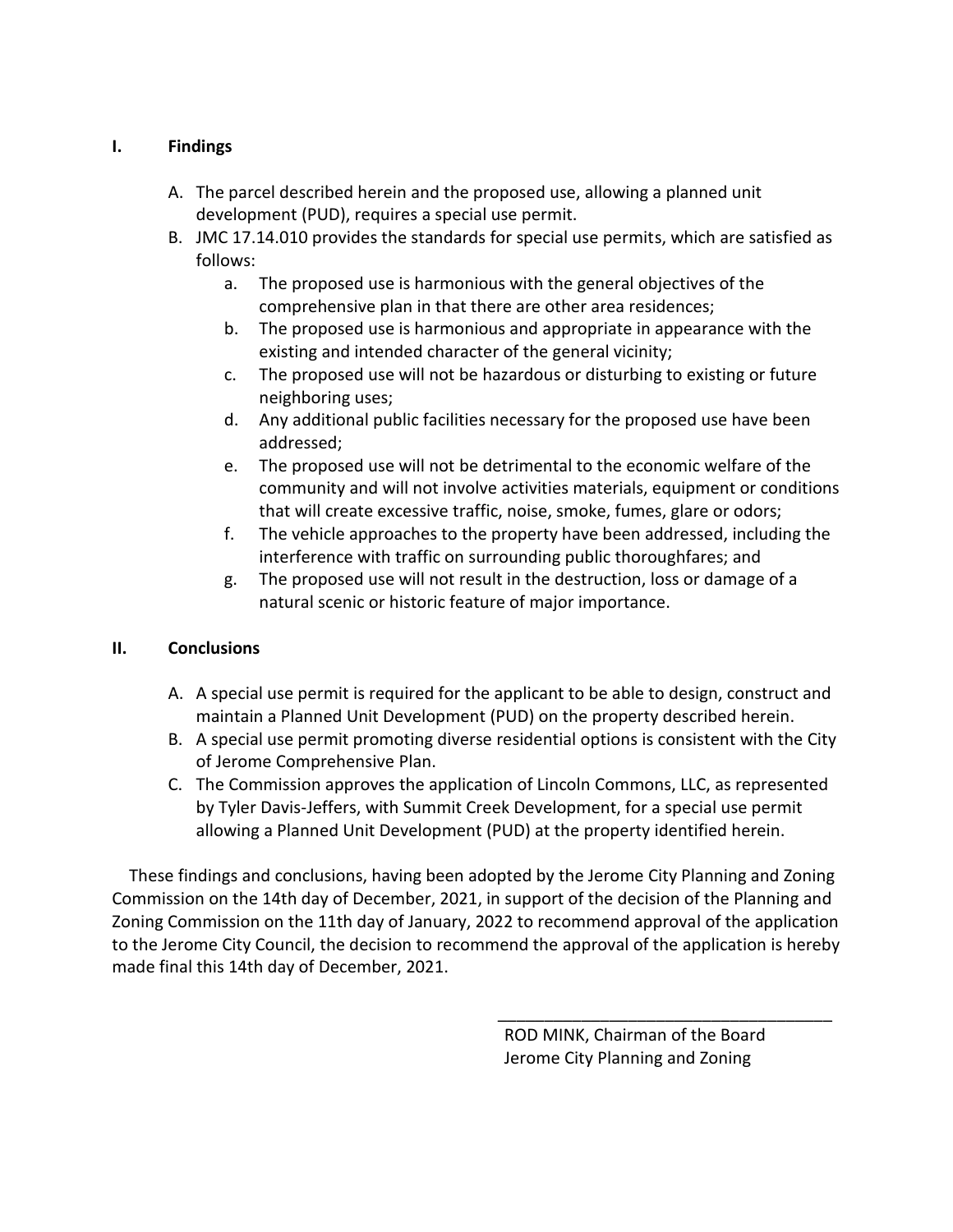## I. Findings

A. The parcel described herein and the proposed use, allowing a planned unit development (PUD), requires a special use permit.

B. JMC 17.14.010 provides the standards for special use permits, which are satisfied as follows:

   a. The proposed use is harmonious with the general objectives of the comprehensive plan in that there are other area residences;

   b. The proposed use is harmonious and appropriate in appearance with the existing and intended character of the general vicinity;

   c. The proposed use will not be hazardous or disturbing to existing or future neighboring uses;

   d. Any additional public facilities necessary for the proposed use have been addressed;

   e. The proposed use will not be detrimental to the economic welfare of the community and will not involve activities materials, equipment or conditions that will create excessive traffic, noise, smoke, fumes, glare or odors;

   f. The vehicle approaches to the property have been addressed, including the interference with traffic on surrounding public thoroughfares; and

   g. The proposed use will not result in the destruction, loss or damage of a natural scenic or historic feature of major importance.

## II. Conclusions

A. A special use permit is required for the applicant to be able to design, construct and maintain a Planned Unit Development (PUD) on the property described herein.

B. A special use permit promoting diverse residential options is consistent with the City of Jerome Comprehensive Plan.

C. The Commission approves the application of Lincoln Commons, LLC, as represented by Tyler Davis-Jeffers, with Summit Creek Development, for a special use permit allowing a Planned Unit Development (PUD) at the property identified herein.

These findings and conclusions, having been adopted by the Jerome City Planning and Zoning Commission on the 14th day of December, 2021, in support of the decision of the Planning and Zoning Commission on the 11th day of January, 2022 to recommend approval of the application to the Jerome City Council, the decision to recommend the approval of the application is hereby made final this 14th day of December, 2021.

_____________________________________

ROD MINK, Chairman of the Board
Jerome City Planning and Zoning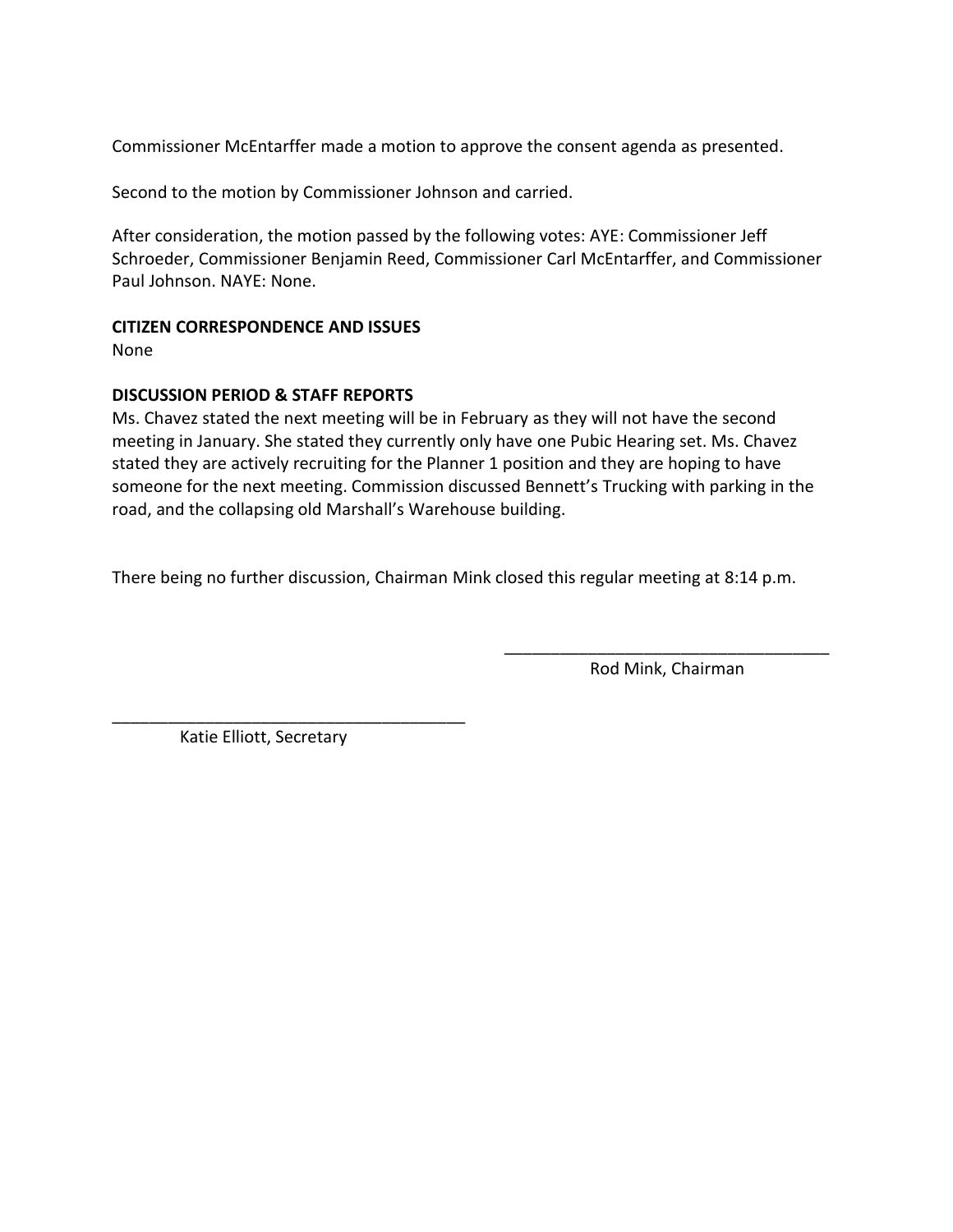Commissioner McEntarffer made a motion to approve the consent agenda as presented.

Second to the motion by Commissioner Johnson and carried.

After consideration, the motion passed by the following votes: AYE: Commissioner Jeff Schroeder, Commissioner Benjamin Reed, Commissioner Carl McEntarffer, and Commissioner Paul Johnson. NAYE: None.

**CITIZEN CORRESPONDENCE AND ISSUES**

None

**DISCUSSION PERIOD & STAFF REPORTS**

Ms. Chavez stated the next meeting will be in February as they will not have the second meeting in January. She stated they currently only have one Pubic Hearing set. Ms. Chavez stated they are actively recruiting for the Planner 1 position and they are hoping to have someone for the next meeting. Commission discussed Bennett's Trucking with parking in the road, and the collapsing old Marshall's Warehouse building.

There being no further discussion, Chairman Mink closed this regular meeting at 8:14 p.m.

\_\_\_\_\_\_\_\_\_\_\_\_\_\_\_\_\_\_\_\_\_\_\_\_\_\_\_\_\_\_\_\_\_\_\_\_

Rod Mink, Chairman

\_\_\_\_\_\_\_\_\_\_\_\_\_\_\_\_\_\_\_\_\_\_\_\_\_\_\_\_\_\_\_\_\_\_\_\_

Katie Elliott, Secretary